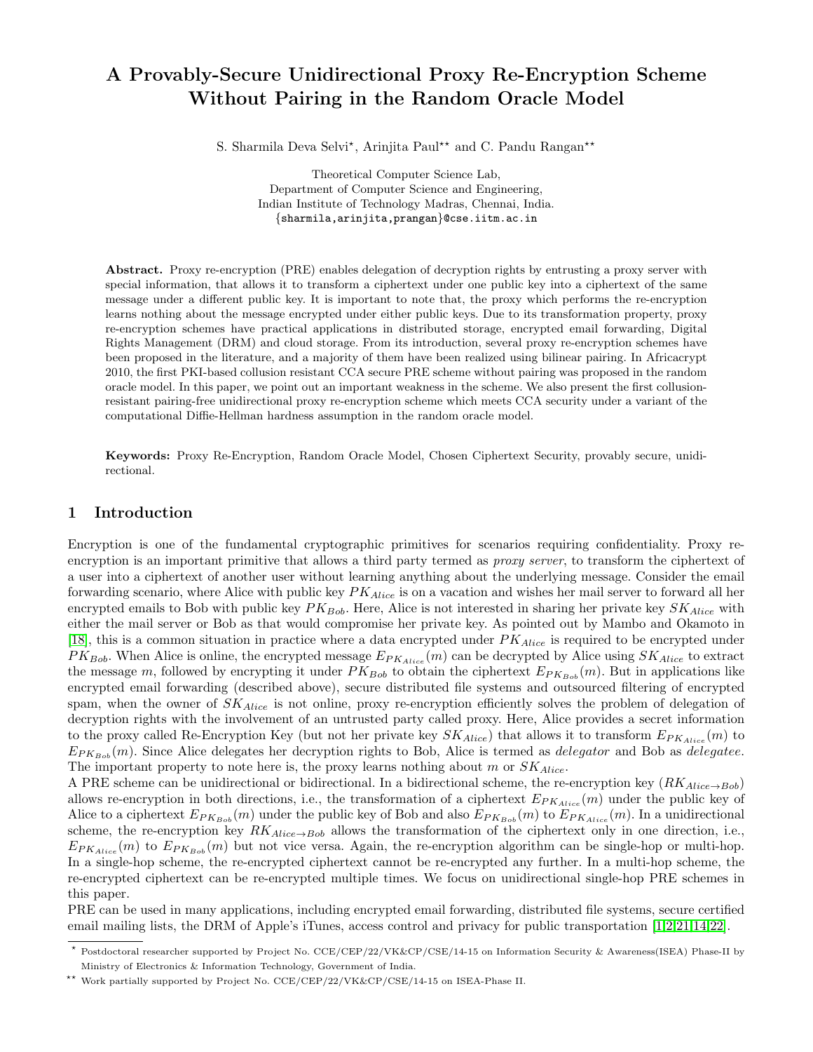# A Provably-Secure Unidirectional Proxy Re-Encryption Scheme Without Pairing in the Random Oracle Model

S. Sharmila Deva Selvi*, Arinjita Paul** and C. Pandu Rangan**

Theoretical Computer Science Lab,
Department of Computer Science and Engineering,
Indian Institute of Technology Madras, Chennai, India.
{sharmila,arinjita,prangan}@cse.iitm.ac.in

**Abstract.** Proxy re-encryption (PRE) enables delegation of decryption rights by entrusting a proxy server with special information, that allows it to transform a ciphertext under one public key into a ciphertext of the same message under a different public key. It is important to note that, the proxy which performs the re-encryption learns nothing about the message encrypted under either public keys. Due to its transformation property, proxy re-encryption schemes have practical applications in distributed storage, encrypted email forwarding, Digital Rights Management (DRM) and cloud storage. From its introduction, several proxy re-encryption schemes have been proposed in the literature, and a majority of them have been realized using bilinear pairing. In Africacrypt 2010, the first PKI-based collusion resistant CCA secure PRE scheme without pairing was proposed in the random oracle model. In this paper, we point out an important weakness in the scheme. We also present the first collusion-resistant pairing-free unidirectional proxy re-encryption scheme which meets CCA security under a variant of the computational Diffie-Hellman hardness assumption in the random oracle model.

**Keywords:** Proxy Re-Encryption, Random Oracle Model, Chosen Ciphertext Security, provably secure, unidirectional.

## 1 Introduction

Encryption is one of the fundamental cryptographic primitives for scenarios requiring confidentiality. Proxy re-encryption is an important primitive that allows a third party termed as *proxy server*, to transform the ciphertext of a user into a ciphertext of another user without learning anything about the underlying message. Consider the email forwarding scenario, where Alice with public key $PK_{Alice}$ is on a vacation and wishes her mail server to forward all her encrypted emails to Bob with public key $PK_{Bob}$. Here, Alice is not interested in sharing her private key $SK_{Alice}$ with either the mail server or Bob as that would compromise her private key. As pointed out by Mambo and Okamoto in [18], this is a common situation in practice where a data encrypted under $PK_{Alice}$ is required to be encrypted under $PK_{Bob}$. When Alice is online, the encrypted message $E_{PK_{Alice}}(m)$ can be decrypted by Alice using $SK_{Alice}$ to extract the message $m$, followed by encrypting it under $PK_{Bob}$ to obtain the ciphertext $E_{PK_{Bob}}(m)$. But in applications like encrypted email forwarding (described above), secure distributed file systems and outsourced filtering of encrypted spam, when the owner of $SK_{Alice}$ is not online, proxy re-encryption efficiently solves the problem of delegation of decryption rights with the involvement of an untrusted party called proxy. Here, Alice provides a secret information to the proxy called Re-Encryption Key (but not her private key $SK_{Alice}$) that allows it to transform $E_{PK_{Alice}}(m)$ to $E_{PK_{Bob}}(m)$. Since Alice delegates her decryption rights to Bob, Alice is termed as *delegator* and Bob as *delegatee*. The important property to note here is, the proxy learns nothing about $m$ or $SK_{Alice}$.

A PRE scheme can be unidirectional or bidirectional. In a bidirectional scheme, the re-encryption key ($RK_{Alice \to Bob}$) allows re-encryption in both directions, i.e., the transformation of a ciphertext $E_{PK_{Alice}}(m)$ under the public key of Alice to a ciphertext $E_{PK_{Bob}}(m)$ under the public key of Bob and also $E_{PK_{Bob}}(m)$ to $E_{PK_{Alice}}(m)$. In a unidirectional scheme, the re-encryption key $RK_{Alice \to Bob}$ allows the transformation of the ciphertext only in one direction, i.e., $E_{PK_{Alice}}(m)$ to $E_{PK_{Bob}}(m)$ but not vice versa. Again, the re-encryption algorithm can be single-hop or multi-hop. In a single-hop scheme, the re-encrypted ciphertext cannot be re-encrypted any further. In a multi-hop scheme, the re-encrypted ciphertext can be re-encrypted multiple times. We focus on unidirectional single-hop PRE schemes in this paper.

PRE can be used in many applications, including encrypted email forwarding, distributed file systems, secure certified email mailing lists, the DRM of Apple's iTunes, access control and privacy for public transportation [1,2,21,14,22].

* Postdoctoral researcher supported by Project No. CCE/CEP/22/VK&CP/CSE/14-15 on Information Security & Awareness(ISEA) Phase-II by Ministry of Electronics & Information Technology, Government of India.

** Work partially supported by Project No. CCE/CEP/22/VK&CP/CSE/14-15 on ISEA-Phase II.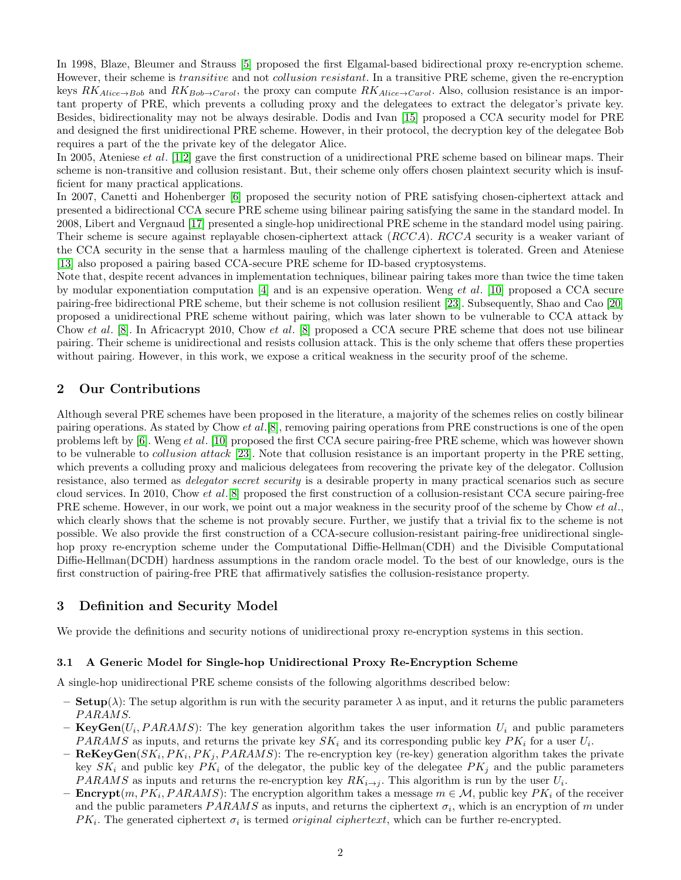In 1998, Blaze, Bleumer and Strauss [5] proposed the first Elgamal-based bidirectional proxy re-encryption scheme. However, their scheme is *transitive* and not *collusion resistant*. In a transitive PRE scheme, given the re-encryption keys $RK_{Alice \to Bob}$ and $RK_{Bob \to Carol}$, the proxy can compute $RK_{Alice \to Carol}$. Also, collusion resistance is an important property of PRE, which prevents a colluding proxy and the delegatees to extract the delegator's private key. Besides, bidirectionality may not be always desirable. Dodis and Ivan [15] proposed a CCA security model for PRE and designed the first unidirectional PRE scheme. However, in their protocol, the decryption key of the delegatee Bob requires a part of the the private key of the delegator Alice.

In 2005, Ateniese *et al*. [1,2] gave the first construction of a unidirectional PRE scheme based on bilinear maps. Their scheme is non-transitive and collusion resistant. But, their scheme only offers chosen plaintext security which is insufficient for many practical applications.

In 2007, Canetti and Hohenberger [6] proposed the security notion of PRE satisfying chosen-ciphertext attack and presented a bidirectional CCA secure PRE scheme using bilinear pairing satisfying the same in the standard model. In 2008, Libert and Vergnaud [17] presented a single-hop unidirectional PRE scheme in the standard model using pairing. Their scheme is secure against replayable chosen-ciphertext attack ($RCCA$). $RCCA$ security is a weaker variant of the CCA security in the sense that a harmless mauling of the challenge ciphertext is tolerated. Green and Ateniese [13] also proposed a pairing based CCA-secure PRE scheme for ID-based cryptosystems.

Note that, despite recent advances in implementation techniques, bilinear pairing takes more than twice the time taken by modular exponentiation computation [4] and is an expensive operation. Weng *et al*. [10] proposed a CCA secure pairing-free bidirectional PRE scheme, but their scheme is not collusion resilient [23]. Subsequently, Shao and Cao [20] proposed a unidirectional PRE scheme without pairing, which was later shown to be vulnerable to CCA attack by Chow *et al*. [8]. In Africacrypt 2010, Chow *et al*. [8] proposed a CCA secure PRE scheme that does not use bilinear pairing. Their scheme is unidirectional and resists collusion attack. This is the only scheme that offers these properties without pairing. However, in this work, we expose a critical weakness in the security proof of the scheme.

## 2 Our Contributions

Although several PRE schemes have been proposed in the literature, a majority of the schemes relies on costly bilinear pairing operations. As stated by Chow *et al*.[8], removing pairing operations from PRE constructions is one of the open problems left by [6]. Weng *et al*. [10] proposed the first CCA secure pairing-free PRE scheme, which was however shown to be vulnerable to *collusion attack* [23]. Note that collusion resistance is an important property in the PRE setting, which prevents a colluding proxy and malicious delegatees from recovering the private key of the delegator. Collusion resistance, also termed as *delegator secret security* is a desirable property in many practical scenarios such as secure cloud services. In 2010, Chow *et al*.[8] proposed the first construction of a collusion-resistant CCA secure pairing-free PRE scheme. However, in our work, we point out a major weakness in the security proof of the scheme by Chow *et al*., which clearly shows that the scheme is not provably secure. Further, we justify that a trivial fix to the scheme is not possible. We also provide the first construction of a CCA-secure collusion-resistant pairing-free unidirectional single-hop proxy re-encryption scheme under the Computational Diffie-Hellman(CDH) and the Divisible Computational Diffie-Hellman(DCDH) hardness assumptions in the random oracle model. To the best of our knowledge, ours is the first construction of pairing-free PRE that affirmatively satisfies the collusion-resistance property.

## 3 Definition and Security Model

We provide the definitions and security notions of unidirectional proxy re-encryption systems in this section.

### 3.1 A Generic Model for Single-hop Unidirectional Proxy Re-Encryption Scheme

A single-hop unidirectional PRE scheme consists of the following algorithms described below:

- **Setup**($\lambda$): The setup algorithm is run with the security parameter $\lambda$ as input, and it returns the public parameters $PARAMS$.
- **KeyGen**($U_i, PARAMS$): The key generation algorithm takes the user information $U_i$ and public parameters $PARAMS$ as inputs, and returns the private key $SK_i$ and its corresponding public key $PK_i$ for a user $U_i$.
- **ReKeyGen**($SK_i, PK_i, PK_j, PARAMS$): The re-encryption key (re-key) generation algorithm takes the private key $SK_i$ and public key $PK_i$ of the delegator, the public key of the delegatee $PK_j$ and the public parameters $PARAMS$ as inputs and returns the re-encryption key $RK_{i \to j}$. This algorithm is run by the user $U_i$.
- **Encrypt**($m, PK_i, PARAMS$): The encryption algorithm takes a message $m \in \mathcal{M}$, public key $PK_i$ of the receiver and the public parameters $PARAMS$ as inputs, and returns the ciphertext $\sigma_i$, which is an encryption of $m$ under $PK_i$. The generated ciphertext $\sigma_i$ is termed *original ciphertext*, which can be further re-encrypted.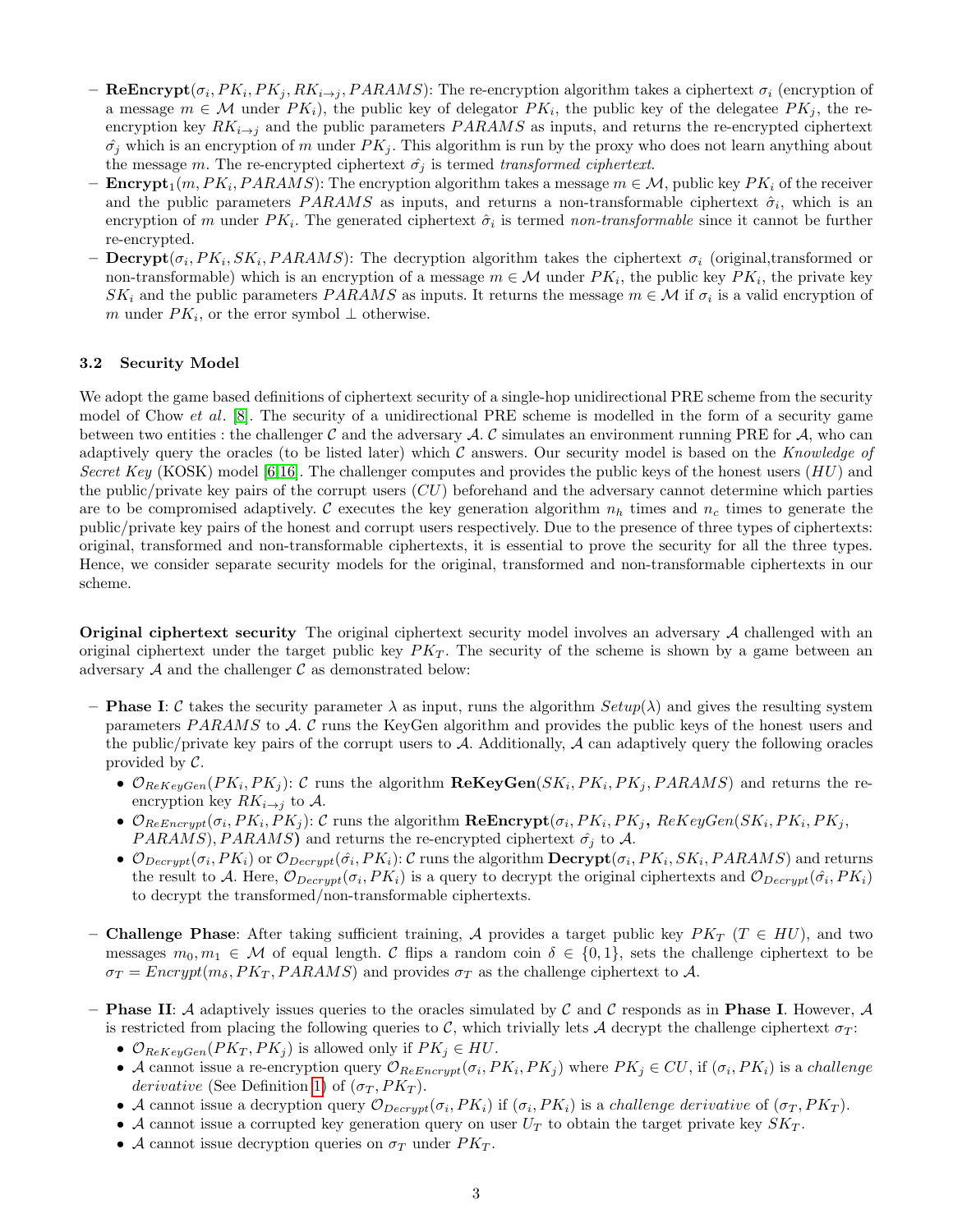- **ReEncrypt**$(\sigma_i, PK_i, PK_j, RK_{i\to j}, PARAMS)$: The re-encryption algorithm takes a ciphertext $\sigma_i$ (encryption of a message $m \in \mathcal{M}$ under $PK_i$), the public key of delegator $PK_i$, the public key of the delegatee $PK_j$, the re-encryption key $RK_{i\to j}$ and the public parameters $PARAMS$ as inputs, and returns the re-encrypted ciphertext $\hat{\sigma_j}$ which is an encryption of $m$ under $PK_j$. This algorithm is run by the proxy who does not learn anything about the message $m$. The re-encrypted ciphertext $\hat{\sigma_j}$ is termed *transformed ciphertext*.
- **Encrypt**$_1(m, PK_i, PARAMS)$: The encryption algorithm takes a message $m \in \mathcal{M}$, public key $PK_i$ of the receiver and the public parameters $PARAMS$ as inputs, and returns a non-transformable ciphertext $\hat{\sigma}_i$, which is an encryption of $m$ under $PK_i$. The generated ciphertext $\hat{\sigma}_i$ is termed *non-transformable* since it cannot be further re-encrypted.
- **Decrypt**$(\sigma_i, PK_i, SK_i, PARAMS)$: The decryption algorithm takes the ciphertext $\sigma_i$ (original,transformed or non-transformable) which is an encryption of a message $m \in \mathcal{M}$ under $PK_i$, the public key $PK_i$, the private key $SK_i$ and the public parameters $PARAMS$ as inputs. It returns the message $m \in \mathcal{M}$ if $\sigma_i$ is a valid encryption of $m$ under $PK_i$, or the error symbol $\perp$ otherwise.

### 3.2 Security Model

We adopt the game based definitions of ciphertext security of a single-hop unidirectional PRE scheme from the security model of Chow *et al.* [8]. The security of a unidirectional PRE scheme is modelled in the form of a security game between two entities : the challenger $\mathcal{C}$ and the adversary $\mathcal{A}$. $\mathcal{C}$ simulates an environment running PRE for $\mathcal{A}$, who can adaptively query the oracles (to be listed later) which $\mathcal{C}$ answers. Our security model is based on the *Knowledge of Secret Key* (KOSK) model [6,16]. The challenger computes and provides the public keys of the honest users ($HU$) and the public/private key pairs of the corrupt users ($CU$) beforehand and the adversary cannot determine which parties are to be compromised adaptively. $\mathcal{C}$ executes the key generation algorithm $n_h$ times and $n_c$ times to generate the public/private key pairs of the honest and corrupt users respectively. Due to the presence of three types of ciphertexts: original, transformed and non-transformable ciphertexts, it is essential to prove the security for all the three types. Hence, we consider separate security models for the original, transformed and non-transformable ciphertexts in our scheme.

**Original ciphertext security** The original ciphertext security model involves an adversary $\mathcal{A}$ challenged with an original ciphertext under the target public key $PK_T$. The security of the scheme is shown by a game between an adversary $\mathcal{A}$ and the challenger $\mathcal{C}$ as demonstrated below:

- **Phase I**: $\mathcal{C}$ takes the security parameter $\lambda$ as input, runs the algorithm $Setup(\lambda)$ and gives the resulting system parameters $PARAMS$ to $\mathcal{A}$. $\mathcal{C}$ runs the KeyGen algorithm and provides the public keys of the honest users and the public/private key pairs of the corrupt users to $\mathcal{A}$. Additionally, $\mathcal{A}$ can adaptively query the following oracles provided by $\mathcal{C}$.
  - $\mathcal{O}_{ReKeyGen}(PK_i, PK_j)$: $\mathcal{C}$ runs the algorithm **ReKeyGen**$(SK_i, PK_i, PK_j, PARAMS)$ and returns the re-encryption key $RK_{i\to j}$ to $\mathcal{A}$.
  - $\mathcal{O}_{ReEncrypt}(\sigma_i, PK_i, PK_j)$: $\mathcal{C}$ runs the algorithm **ReEncrypt**$(\sigma_i, PK_i, PK_j,$ $ReKeyGen(SK_i, PK_i, PK_j,$ $PARAMS), PARAMS)$ and returns the re-encrypted ciphertext $\hat{\sigma_j}$ to $\mathcal{A}$.
  - $\mathcal{O}_{Decrypt}(\sigma_i, PK_i)$ or $\mathcal{O}_{Decrypt}(\hat{\sigma_i}, PK_i)$: $\mathcal{C}$ runs the algorithm **Decrypt**$(\sigma_i, PK_i, SK_i, PARAMS)$ and returns the result to $\mathcal{A}$. Here, $\mathcal{O}_{Decrypt}(\sigma_i, PK_i)$ is a query to decrypt the original ciphertexts and $\mathcal{O}_{Decrypt}(\hat{\sigma_i}, PK_i)$ to decrypt the transformed/non-transformable ciphertexts.
- **Challenge Phase**: After taking sufficient training, $\mathcal{A}$ provides a target public key $PK_T$ ($T \in HU$), and two messages $m_0, m_1 \in \mathcal{M}$ of equal length. $\mathcal{C}$ flips a random coin $\delta \in \{0,1\}$, sets the challenge ciphertext to be $\sigma_T = Encrypt(m_\delta, PK_T, PARAMS)$ and provides $\sigma_T$ as the challenge ciphertext to $\mathcal{A}$.
- **Phase II**: $\mathcal{A}$ adaptively issues queries to the oracles simulated by $\mathcal{C}$ and $\mathcal{C}$ responds as in **Phase I**. However, $\mathcal{A}$ is restricted from placing the following queries to $\mathcal{C}$, which trivially lets $\mathcal{A}$ decrypt the challenge ciphertext $\sigma_T$:
  - $\mathcal{O}_{ReKeyGen}(PK_T, PK_j)$ is allowed only if $PK_j \in HU$.
  - $\mathcal{A}$ cannot issue a re-encryption query $\mathcal{O}_{ReEncrypt}(\sigma_i, PK_i, PK_j)$ where $PK_j \in CU$, if $(\sigma_i, PK_i)$ is a *challenge derivative* (See Definition 1) of $(\sigma_T, PK_T)$.
  - $\mathcal{A}$ cannot issue a decryption query $\mathcal{O}_{Decrypt}(\sigma_i, PK_i)$ if $(\sigma_i, PK_i)$ is a *challenge derivative* of $(\sigma_T, PK_T)$.
  - $\mathcal{A}$ cannot issue a corrupted key generation query on user $U_T$ to obtain the target private key $SK_T$.
  - $\mathcal{A}$ cannot issue decryption queries on $\sigma_T$ under $PK_T$.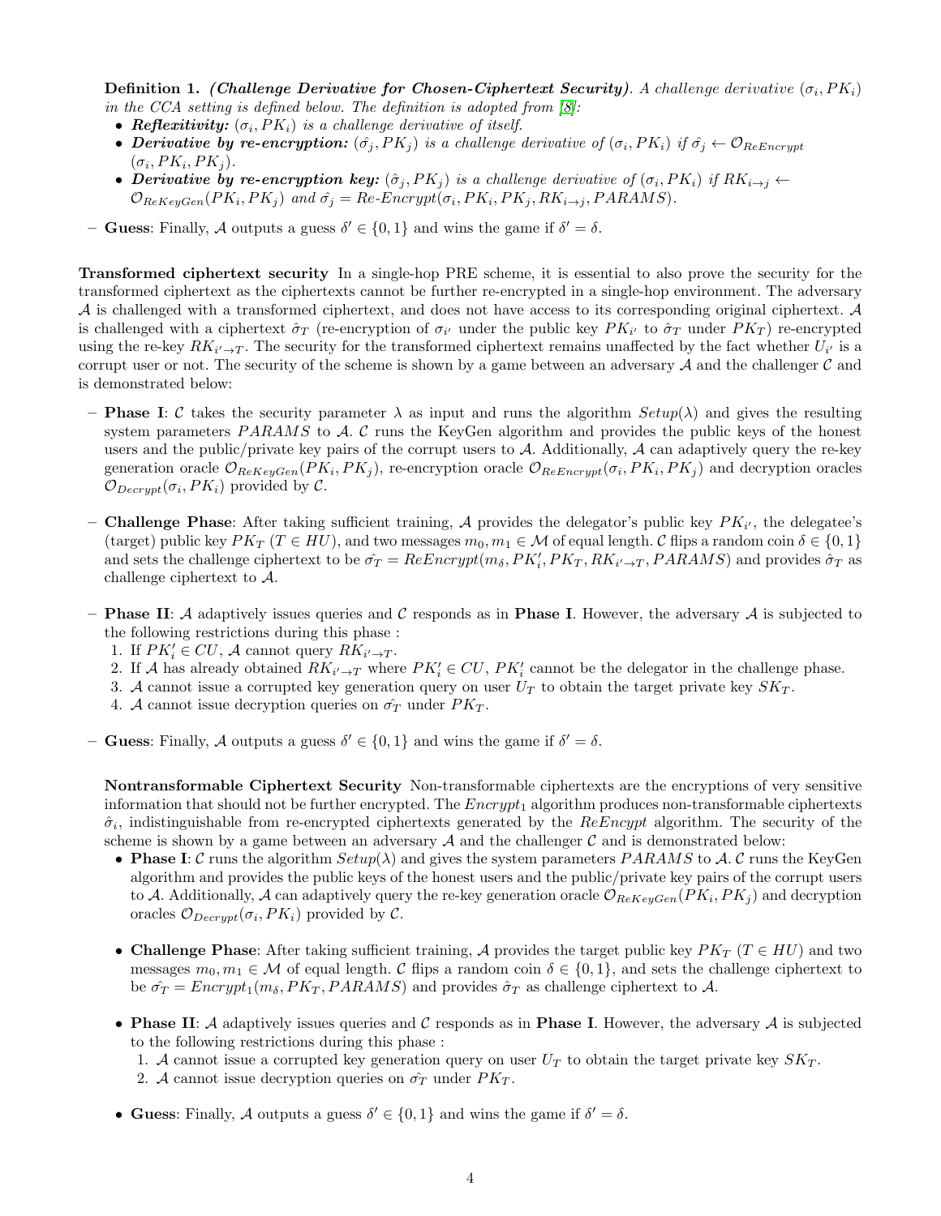**Definition 1.** ***(Challenge Derivative for Chosen-Ciphertext Security).*** *A challenge derivative $(\sigma_i, PK_i)$ in the CCA setting is defined below. The definition is adopted from [8]:*

- ***Reflexitivity:*** *$(\sigma_i, PK_i)$ is a challenge derivative of itself.*
- ***Derivative by re-encryption:*** *$(\hat{\sigma_j}, PK_j)$ is a challenge derivative of $(\sigma_i, PK_i)$ if $\hat{\sigma_j} \leftarrow \mathcal{O}_{ReEncrypt}$ $(\sigma_i, PK_i, PK_j)$.*
- ***Derivative by re-encryption key:*** *$(\hat{\sigma}_j, PK_j)$ is a challenge derivative of $(\sigma_i, PK_i)$ if $RK_{i\to j} \leftarrow \mathcal{O}_{ReKeyGen}(PK_i, PK_j)$ and $\hat{\sigma_j} = Re\text{-}Encrypt(\sigma_i, PK_i, PK_j, RK_{i\to j}, PARAMS)$.*

– **Guess**: Finally, $\mathcal{A}$ outputs a guess $\delta' \in \{0, 1\}$ and wins the game if $\delta' = \delta$.

**Transformed ciphertext security** In a single-hop PRE scheme, it is essential to also prove the security for the transformed ciphertext as the ciphertexts cannot be further re-encrypted in a single-hop environment. The adversary $\mathcal{A}$ is challenged with a transformed ciphertext, and does not have access to its corresponding original ciphertext. $\mathcal{A}$ is challenged with a ciphertext $\hat{\sigma}_T$ (re-encryption of $\sigma_{i'}$ under the public key $PK_{i'}$ to $\hat{\sigma}_T$ under $PK_T$) re-encrypted using the re-key $RK_{i'\to T}$. The security for the transformed ciphertext remains unaffected by the fact whether $U_{i'}$ is a corrupt user or not. The security of the scheme is shown by a game between an adversary $\mathcal{A}$ and the challenger $\mathcal{C}$ and is demonstrated below:

– **Phase I**: $\mathcal{C}$ takes the security parameter $\lambda$ as input and runs the algorithm $Setup(\lambda)$ and gives the resulting system parameters $PARAMS$ to $\mathcal{A}$. $\mathcal{C}$ runs the KeyGen algorithm and provides the public keys of the honest users and the public/private key pairs of the corrupt users to $\mathcal{A}$. Additionally, $\mathcal{A}$ can adaptively query the re-key generation oracle $\mathcal{O}_{ReKeyGen}(PK_i, PK_j)$, re-encryption oracle $\mathcal{O}_{ReEncrypt}(\sigma_i, PK_i, PK_j)$ and decryption oracles $\mathcal{O}_{Decrypt}(\sigma_i, PK_i)$ provided by $\mathcal{C}$.

– **Challenge Phase**: After taking sufficient training, $\mathcal{A}$ provides the delegator's public key $PK_{i'}$, the delegatee's (target) public key $PK_T$ ($T \in HU$), and two messages $m_0, m_1 \in \mathcal{M}$ of equal length. $\mathcal{C}$ flips a random coin $\delta \in \{0, 1\}$ and sets the challenge ciphertext to be $\hat{\sigma_T} = ReEncrypt(m_\delta, PK_i', PK_T, RK_{i'\to T}, PARAMS)$ and provides $\hat{\sigma}_T$ as challenge ciphertext to $\mathcal{A}$.

– **Phase II**: $\mathcal{A}$ adaptively issues queries and $\mathcal{C}$ responds as in **Phase I**. However, the adversary $\mathcal{A}$ is subjected to the following restrictions during this phase :
  1. If $PK_i' \in CU$, $\mathcal{A}$ cannot query $RK_{i'\to T}$.
  2. If $\mathcal{A}$ has already obtained $RK_{i'\to T}$ where $PK_i' \in CU$, $PK_i'$ cannot be the delegator in the challenge phase.
  3. $\mathcal{A}$ cannot issue a corrupted key generation query on user $U_T$ to obtain the target private key $SK_T$.
  4. $\mathcal{A}$ cannot issue decryption queries on $\hat{\sigma_T}$ under $PK_T$.

– **Guess**: Finally, $\mathcal{A}$ outputs a guess $\delta' \in \{0, 1\}$ and wins the game if $\delta' = \delta$.

**Nontransformable Ciphertext Security** Non-transformable ciphertexts are the encryptions of very sensitive information that should not be further encrypted. The $Encrypt_1$ algorithm produces non-transformable ciphertexts $\hat{\sigma}_i$, indistinguishable from re-encrypted ciphertexts generated by the $ReEncypt$ algorithm. The security of the scheme is shown by a game between an adversary $\mathcal{A}$ and the challenger $\mathcal{C}$ and is demonstrated below:

- **Phase I**: $\mathcal{C}$ runs the algorithm $Setup(\lambda)$ and gives the system parameters $PARAMS$ to $\mathcal{A}$. $\mathcal{C}$ runs the KeyGen algorithm and provides the public keys of the honest users and the public/private key pairs of the corrupt users to $\mathcal{A}$. Additionally, $\mathcal{A}$ can adaptively query the re-key generation oracle $\mathcal{O}_{ReKeyGen}(PK_i, PK_j)$ and decryption oracles $\mathcal{O}_{Decrypt}(\sigma_i, PK_i)$ provided by $\mathcal{C}$.

- **Challenge Phase**: After taking sufficient training, $\mathcal{A}$ provides the target public key $PK_T$ ($T \in HU$) and two messages $m_0, m_1 \in \mathcal{M}$ of equal length. $\mathcal{C}$ flips a random coin $\delta \in \{0, 1\}$, and sets the challenge ciphertext to be $\hat{\sigma_T} = Encrypt_1(m_\delta, PK_T, PARAMS)$ and provides $\hat{\sigma}_T$ as challenge ciphertext to $\mathcal{A}$.

- **Phase II**: $\mathcal{A}$ adaptively issues queries and $\mathcal{C}$ responds as in **Phase I**. However, the adversary $\mathcal{A}$ is subjected to the following restrictions during this phase :
  1. $\mathcal{A}$ cannot issue a corrupted key generation query on user $U_T$ to obtain the target private key $SK_T$.
  2. $\mathcal{A}$ cannot issue decryption queries on $\hat{\sigma_T}$ under $PK_T$.

- **Guess**: Finally, $\mathcal{A}$ outputs a guess $\delta' \in \{0, 1\}$ and wins the game if $\delta' = \delta$.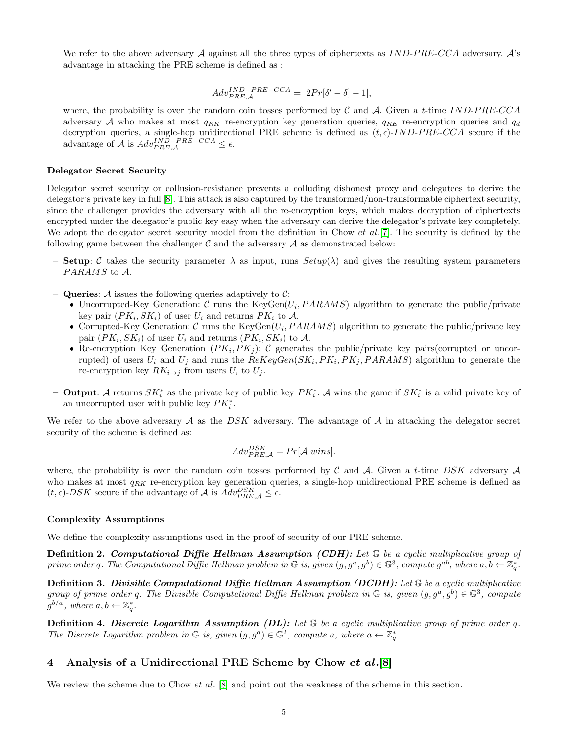We refer to the above adversary $\mathcal{A}$ against all the three types of ciphertexts as $IND\text{-}PRE\text{-}CCA$ adversary. $\mathcal{A}$'s advantage in attacking the PRE scheme is defined as :

$$Adv_{PRE,\mathcal{A}}^{IND-PRE-CCA} = |2Pr[\delta' - \delta] - 1|,$$

where, the probability is over the random coin tosses performed by $\mathcal{C}$ and $\mathcal{A}$. Given a $t$-time $IND\text{-}PRE\text{-}CCA$ adversary $\mathcal{A}$ who makes at most $q_{RK}$ re-encryption key generation queries, $q_{RE}$ re-encryption queries and $q_d$ decryption queries, a single-hop unidirectional PRE scheme is defined as $(t, \epsilon)$-$IND\text{-}PRE\text{-}CCA$ secure if the advantage of $\mathcal{A}$ is $Adv_{PRE,\mathcal{A}}^{IND-PRE-CCA} \leq \epsilon$.

### Delegator Secret Security

Delegator secret security or collusion-resistance prevents a colluding dishonest proxy and delegatees to derive the delegator's private key in full [8]. This attack is also captured by the transformed/non-transformable ciphertext security, since the challenger provides the adversary with all the re-encryption keys, which makes decryption of ciphertexts encrypted under the delegator's public key easy when the adversary can derive the delegator's private key completely. We adopt the delegator secret security model from the definition in Chow *et al.*[7]. The security is defined by the following game between the challenger $\mathcal{C}$ and the adversary $\mathcal{A}$ as demonstrated below:

- **Setup**: $\mathcal{C}$ takes the security parameter $\lambda$ as input, runs $Setup(\lambda)$ and gives the resulting system parameters $PARAMS$ to $\mathcal{A}$.
- **Queries**: $\mathcal{A}$ issues the following queries adaptively to $\mathcal{C}$:
  - Uncorrupted-Key Generation: $\mathcal{C}$ runs the KeyGen$(U_i, PARAMS)$ algorithm to generate the public/private key pair $(PK_i, SK_i)$ of user $U_i$ and returns $PK_i$ to $\mathcal{A}$.
  - Corrupted-Key Generation: $\mathcal{C}$ runs the KeyGen$(U_i, PARAMS)$ algorithm to generate the public/private key pair $(PK_i, SK_i)$ of user $U_i$ and returns $(PK_i, SK_i)$ to $\mathcal{A}$.
  - Re-encryption Key Generation $(PK_i, PK_j)$: $\mathcal{C}$ generates the public/private key pairs(corrupted or uncorrupted) of users $U_i$ and $U_j$ and runs the $ReKeyGen(SK_i, PK_i, PK_j, PARAMS)$ algorithm to generate the re-encryption key $RK_{i\to j}$ from users $U_i$ to $U_j$.
- **Output**: $\mathcal{A}$ returns $SK_i^*$ as the private key of public key $PK_i^*$. $\mathcal{A}$ wins the game if $SK_i^*$ is a valid private key of an uncorrupted user with public key $PK_i^*$.

We refer to the above adversary $\mathcal{A}$ as the $DSK$ adversary. The advantage of $\mathcal{A}$ in attacking the delegator secret security of the scheme is defined as:

$$Adv_{PRE,\mathcal{A}}^{DSK} = Pr[\mathcal{A}\ wins].$$

where, the probability is over the random coin tosses performed by $\mathcal{C}$ and $\mathcal{A}$. Given a $t$-time $DSK$ adversary $\mathcal{A}$ who makes at most $q_{RK}$ re-encryption key generation queries, a single-hop unidirectional PRE scheme is defined as $(t, \epsilon)$-$DSK$ secure if the advantage of $\mathcal{A}$ is $Adv_{PRE,\mathcal{A}}^{DSK} \leq \epsilon$.

### Complexity Assumptions

We define the complexity assumptions used in the proof of security of our PRE scheme.

**Definition 2.** ***Computational Diffie Hellman Assumption (CDH):*** *Let $\mathbb{G}$ be a cyclic multiplicative group of prime order $q$. The Computational Diffie Hellman problem in $\mathbb{G}$ is, given $(g, g^a, g^b) \in \mathbb{G}^3$, compute $g^{ab}$, where $a, b \leftarrow \mathbb{Z}_q^*$.*

**Definition 3.** ***Divisible Computational Diffie Hellman Assumption (DCDH):*** *Let $\mathbb{G}$ be a cyclic multiplicative group of prime order $q$. The Divisible Computational Diffie Hellman problem in $\mathbb{G}$ is, given $(g, g^a, g^b) \in \mathbb{G}^3$, compute $g^{b/a}$, where $a, b \leftarrow \mathbb{Z}_q^*$.*

**Definition 4.** ***Discrete Logarithm Assumption (DL):*** *Let $\mathbb{G}$ be a cyclic multiplicative group of prime order $q$. The Discrete Logarithm problem in $\mathbb{G}$ is, given $(g, g^a) \in \mathbb{G}^2$, compute $a$, where $a \leftarrow \mathbb{Z}_q^*$.*

## 4 Analysis of a Unidirectional PRE Scheme by Chow *et al.*[8]

We review the scheme due to Chow *et al.* [8] and point out the weakness of the scheme in this section.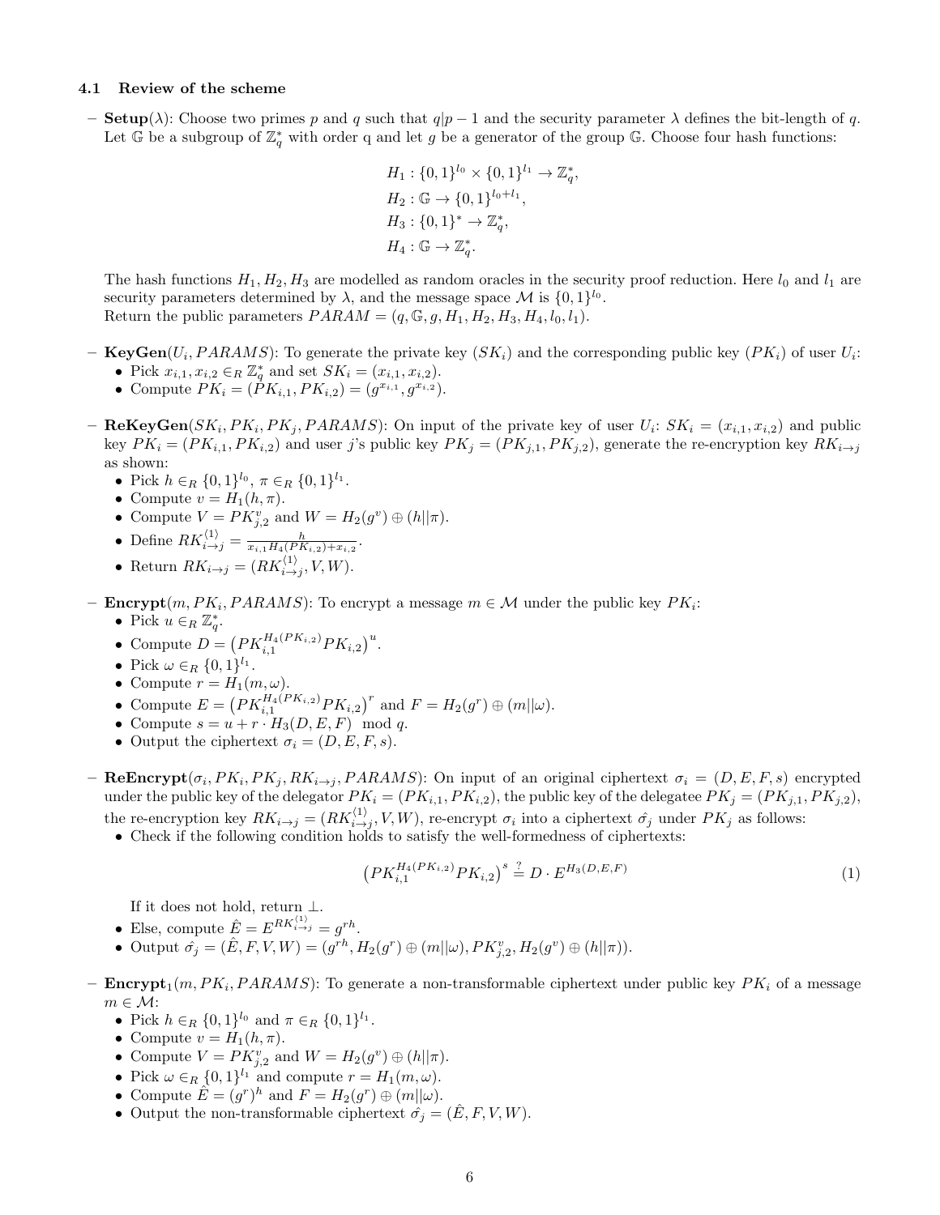### 4.1 Review of the scheme

- **Setup**($\lambda$): Choose two primes $p$ and $q$ such that $q|p-1$ and the security parameter $\lambda$ defines the bit-length of $q$. Let $\mathbb{G}$ be a subgroup of $\mathbb{Z}_q^*$ with order q and let $g$ be a generator of the group $\mathbb{G}$. Choose four hash functions:

$$H_1 : \{0,1\}^{l_0} \times \{0,1\}^{l_1} \to \mathbb{Z}_q^*,$$
$$H_2 : \mathbb{G} \to \{0,1\}^{l_0+l_1},$$
$$H_3 : \{0,1\}^* \to \mathbb{Z}_q^*,$$
$$H_4 : \mathbb{G} \to \mathbb{Z}_q^*.$$

  The hash functions $H_1, H_2, H_3$ are modelled as random oracles in the security proof reduction. Here $l_0$ and $l_1$ are security parameters determined by $\lambda$, and the message space $\mathcal{M}$ is $\{0,1\}^{l_0}$.
  Return the public parameters $PARAM = (q, \mathbb{G}, g, H_1, H_2, H_3, H_4, l_0, l_1)$.

- **KeyGen**($U_i, PARAMS$): To generate the private key ($SK_i$) and the corresponding public key ($PK_i$) of user $U_i$:
  - Pick $x_{i,1}, x_{i,2} \in_R \mathbb{Z}_q^*$ and set $SK_i = (x_{i,1}, x_{i,2})$.
  - Compute $PK_i = (PK_{i,1}, PK_{i,2}) = (g^{x_{i,1}}, g^{x_{i,2}})$.

- **ReKeyGen**($SK_i, PK_i, PK_j, PARAMS$): On input of the private key of user $U_i$: $SK_i = (x_{i,1}, x_{i,2})$ and public key $PK_i = (PK_{i,1}, PK_{i,2})$ and user $j$'s public key $PK_j = (PK_{j,1}, PK_{j,2})$, generate the re-encryption key $RK_{i \to j}$ as shown:
  - Pick $h \in_R \{0,1\}^{l_0}$, $\pi \in_R \{0,1\}^{l_1}$.
  - Compute $v = H_1(h, \pi)$.
  - Compute $V = PK_{j,2}^v$ and $W = H_2(g^v) \oplus (h||\pi)$.
  - Define $RK_{i \to j}^{\langle 1 \rangle} = \frac{h}{x_{i,1} H_4(PK_{i,2}) + x_{i,2}}$.
  - Return $RK_{i \to j} = (RK_{i \to j}^{\langle 1 \rangle}, V, W)$.

- **Encrypt**($m, PK_i, PARAMS$): To encrypt a message $m \in \mathcal{M}$ under the public key $PK_i$:
  - Pick $u \in_R \mathbb{Z}_q^*$.
  - Compute $D = \left(PK_{i,1}^{H_4(PK_{i,2})} PK_{i,2}\right)^u$.
  - Pick $\omega \in_R \{0,1\}^{l_1}$.
  - Compute $r = H_1(m, \omega)$.
  - Compute $E = \left(PK_{i,1}^{H_4(PK_{i,2})} PK_{i,2}\right)^r$ and $F = H_2(g^r) \oplus (m||\omega)$.
  - Compute $s = u + r \cdot H_3(D, E, F) \mod q$.
  - Output the ciphertext $\sigma_i = (D, E, F, s)$.

- **ReEncrypt**($\sigma_i, PK_i, PK_j, RK_{i \to j}, PARAMS$): On input of an original ciphertext $\sigma_i = (D, E, F, s)$ encrypted under the public key of the delegator $PK_i = (PK_{i,1}, PK_{i,2})$, the public key of the delegatee $PK_j = (PK_{j,1}, PK_{j,2})$, the re-encryption key $RK_{i \to j} = (RK_{i \to j}^{\langle 1 \rangle}, V, W)$, re-encrypt $\sigma_i$ into a ciphertext $\hat{\sigma_j}$ under $PK_j$ as follows:
  - Check if the following condition holds to satisfy the well-formedness of ciphertexts:

$$\left(PK_{i,1}^{H_4(PK_{i,2})} PK_{i,2}\right)^s \stackrel{?}{=} D \cdot E^{H_3(D,E,F)} \tag{1}$$

    If it does not hold, return $\perp$.
  - Else, compute $\hat{E} = E^{RK_{i \to j}^{\langle 1 \rangle}} = g^{rh}$.
  - Output $\hat{\sigma_j} = (\hat{E}, F, V, W) = (g^{rh}, H_2(g^r) \oplus (m||\omega), PK_{j,2}^v, H_2(g^v) \oplus (h||\pi))$.

- **Encrypt$_1$**($m, PK_i, PARAMS$): To generate a non-transformable ciphertext under public key $PK_i$ of a message $m \in \mathcal{M}$:
  - Pick $h \in_R \{0,1\}^{l_0}$ and $\pi \in_R \{0,1\}^{l_1}$.
  - Compute $v = H_1(h, \pi)$.
  - Compute $V = PK_{j,2}^v$ and $W = H_2(g^v) \oplus (h||\pi)$.
  - Pick $\omega \in_R \{0,1\}^{l_1}$ and compute $r = H_1(m, \omega)$.
  - Compute $\hat{E} = (g^r)^h$ and $F = H_2(g^r) \oplus (m||\omega)$.
  - Output the non-transformable ciphertext $\hat{\sigma_j} = (\hat{E}, F, V, W)$.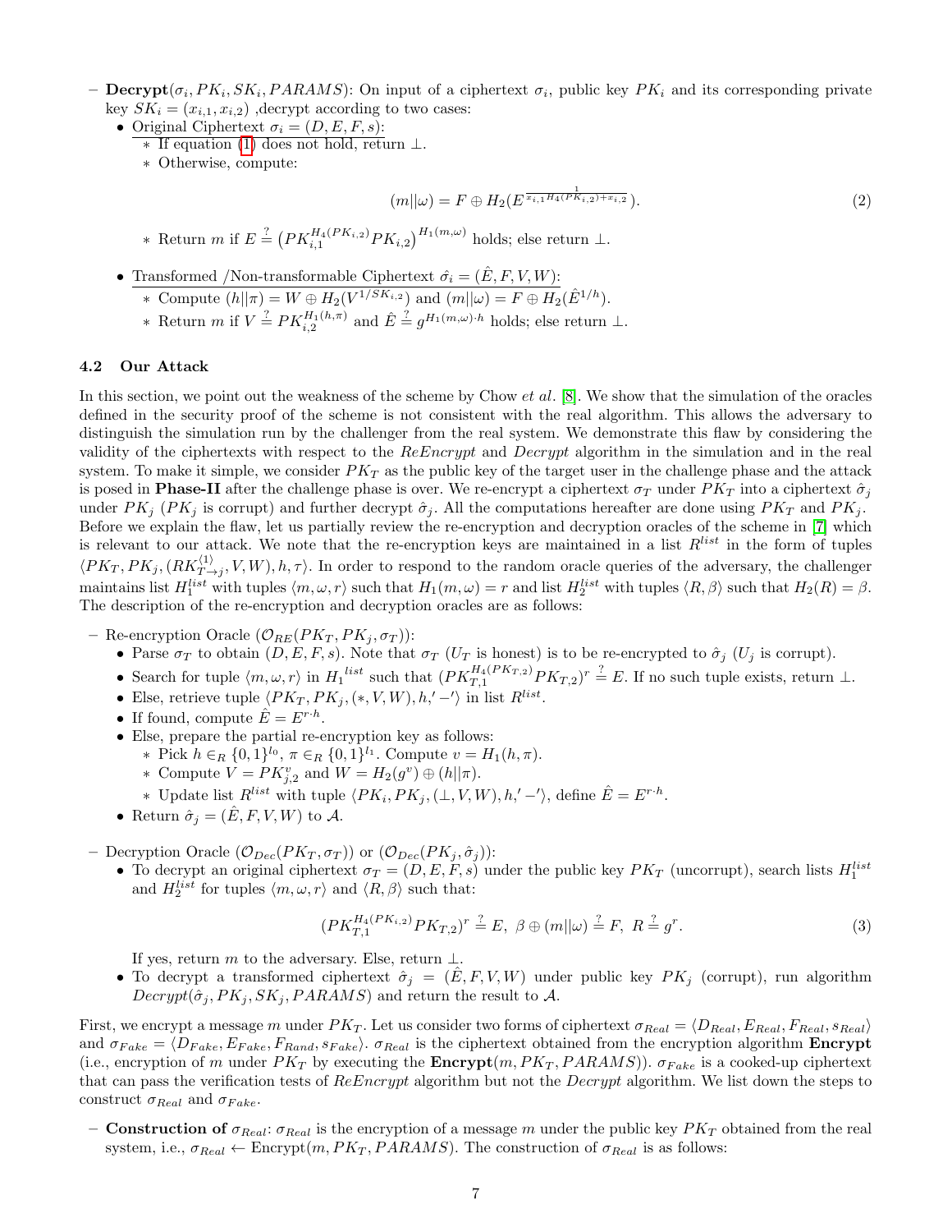– **Decrypt**$(\sigma_i, PK_i, SK_i, PARAMS)$: On input of a ciphertext $\sigma_i$, public key $PK_i$ and its corresponding private key $SK_i = (x_{i,1}, x_{i,2})$ ,decrypt according to two cases:
  - Original Ciphertext $\sigma_i = (D, E, F, s)$:
    - If equation (1) does not hold, return $\perp$.
    - Otherwise, compute:

$$(m||\omega) = F \oplus H_2(E^{\frac{1}{x_{i,1}H_4(PK_{i,2})+x_{i,2}}}). \tag{2}$$

    - Return $m$ if $E \stackrel{?}{=} \left(PK_{i,1}^{H_4(PK_{i,2})} PK_{i,2}\right)^{H_1(m,\omega)}$ holds; else return $\perp$.
  - Transformed /Non-transformable Ciphertext $\hat{\sigma_i} = (\hat{E}, F, V, W)$:
    - Compute $(h||\pi) = W \oplus H_2(V^{1/SK_{i,2}})$ and $(m||\omega) = F \oplus H_2(\hat{E}^{1/h})$.
    - Return $m$ if $V \stackrel{?}{=} PK_{i,2}^{H_1(h,\pi)}$ and $\hat{E} \stackrel{?}{=} g^{H_1(m,\omega)\cdot h}$ holds; else return $\perp$.

### 4.2 Our Attack

In this section, we point out the weakness of the scheme by Chow *et al.* [8]. We show that the simulation of the oracles defined in the security proof of the scheme is not consistent with the real algorithm. This allows the adversary to distinguish the simulation run by the challenger from the real system. We demonstrate this flaw by considering the validity of the ciphertexts with respect to the *ReEncrypt* and *Decrypt* algorithm in the simulation and in the real system. To make it simple, we consider $PK_T$ as the public key of the target user in the challenge phase and the attack is posed in **Phase-II** after the challenge phase is over. We re-encrypt a ciphertext $\sigma_T$ under $PK_T$ into a ciphertext $\hat{\sigma}_j$ under $PK_j$ ($PK_j$ is corrupt) and further decrypt $\hat{\sigma}_j$. All the computations hereafter are done using $PK_T$ and $PK_j$. Before we explain the flaw, let us partially review the re-encryption and decryption oracles of the scheme in [7] which is relevant to our attack. We note that the re-encryption keys are maintained in a list $R^{list}$ in the form of tuples $\langle PK_T, PK_j, (RK^{\langle 1 \rangle}_{T\rightarrow j}, V, W), h, \tau\rangle$. In order to respond to the random oracle queries of the adversary, the challenger maintains list $H_1^{list}$ with tuples $\langle m, \omega, r\rangle$ such that $H_1(m, \omega) = r$ and list $H_2^{list}$ with tuples $\langle R, \beta\rangle$ such that $H_2(R) = \beta$. The description of the re-encryption and decryption oracles are as follows:

– Re-encryption Oracle ($\mathcal{O}_{RE}(PK_T, PK_j, \sigma_T)$):
  - Parse $\sigma_T$ to obtain $(D, E, F, s)$. Note that $\sigma_T$ ($U_T$ is honest) is to be re-encrypted to $\hat{\sigma}_j$ ($U_j$ is corrupt).
  - Search for tuple $\langle m, \omega, r\rangle$ in $H_1{}^{list}$ such that $(PK_{T,1}^{H_4(PK_{T,2})} PK_{T,2})^r \stackrel{?}{=} E$. If no such tuple exists, return $\perp$.
  - Else, retrieve tuple $\langle PK_T, PK_j, (*, V, W), h, '-'\rangle$ in list $R^{list}$.
  - If found, compute $\hat{E} = E^{r\cdot h}$.
  - Else, prepare the partial re-encryption key as follows:
    - Pick $h \in_R \{0, 1\}^{l_0}$, $\pi \in_R \{0, 1\}^{l_1}$. Compute $v = H_1(h, \pi)$.
    - Compute $V = PK_{j,2}^v$ and $W = H_2(g^v) \oplus (h||\pi)$.
    - Update list $R^{list}$ with tuple $\langle PK_i, PK_j, (\perp, V, W), h, '-'\rangle$, define $\hat{E} = E^{r\cdot h}$.
  - Return $\hat{\sigma}_j = (\hat{E}, F, V, W)$ to $\mathcal{A}$.

– Decryption Oracle ($\mathcal{O}_{Dec}(PK_T, \sigma_T)$) or ($\mathcal{O}_{Dec}(PK_j, \hat{\sigma}_j)$):
  - To decrypt an original ciphertext $\sigma_T = (D, E, F, s)$ under the public key $PK_T$ (uncorrupt), search lists $H_1^{list}$ and $H_2^{list}$ for tuples $\langle m, \omega, r\rangle$ and $\langle R, \beta\rangle$ such that:

$$(PK_{T,1}^{H_4(PK_{i,2})} PK_{T,2})^r \stackrel{?}{=} E,\ \beta \oplus (m||\omega) \stackrel{?}{=} F,\ R \stackrel{?}{=} g^r. \tag{3}$$

    If yes, return $m$ to the adversary. Else, return $\perp$.
  - To decrypt a transformed ciphertext $\hat{\sigma}_j = (\hat{E}, F, V, W)$ under public key $PK_j$ (corrupt), run algorithm $Decrypt(\hat{\sigma}_j, PK_j, SK_j, PARAMS)$ and return the result to $\mathcal{A}$.

First, we encrypt a message $m$ under $PK_T$. Let us consider two forms of ciphertext $\sigma_{Real} = \langle D_{Real}, E_{Real}, F_{Real}, s_{Real}\rangle$ and $\sigma_{Fake} = \langle D_{Fake}, E_{Fake}, F_{Rand}, s_{Fake}\rangle$. $\sigma_{Real}$ is the ciphertext obtained from the encryption algorithm **Encrypt** (i.e., encryption of $m$ under $PK_T$ by executing the **Encrypt**$(m, PK_T, PARAMS)$). $\sigma_{Fake}$ is a cooked-up ciphertext that can pass the verification tests of *ReEncrypt* algorithm but not the *Decrypt* algorithm. We list down the steps to construct $\sigma_{Real}$ and $\sigma_{Fake}$.

– **Construction of** $\sigma_{Real}$: $\sigma_{Real}$ is the encryption of a message $m$ under the public key $PK_T$ obtained from the real system, i.e., $\sigma_{Real} \leftarrow$ Encrypt$(m, PK_T, PARAMS)$. The construction of $\sigma_{Real}$ is as follows: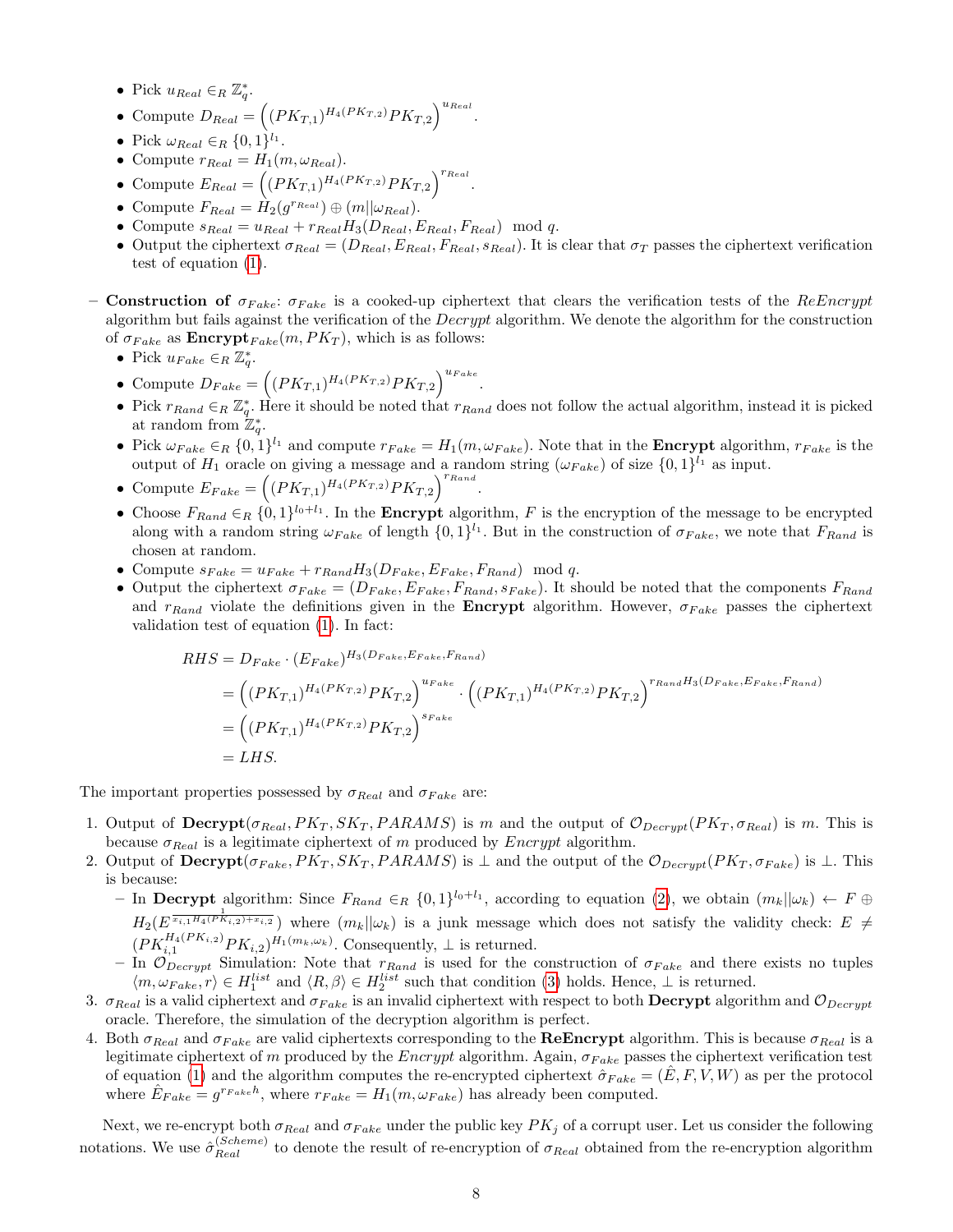- Pick $u_{Real} \in_R \mathbb{Z}_q^*$.
- Compute $D_{Real} = \left( (PK_{T,1})^{H_4(PK_{T,2})} PK_{T,2} \right)^{u_{Real}}$.
- Pick $\omega_{Real} \in_R \{0,1\}^{l_1}$.
- Compute $r_{Real} = H_1(m, \omega_{Real})$.
- Compute $E_{Real} = \left( (PK_{T,1})^{H_4(PK_{T,2})} PK_{T,2} \right)^{r_{Real}}$.
- Compute $F_{Real} = H_2(g^{r_{Real}}) \oplus (m \| \omega_{Real})$.
- Compute $s_{Real} = u_{Real} + r_{Real} H_3(D_{Real}, E_{Real}, F_{Real}) \mod q$.
- Output the ciphertext $\sigma_{Real} = (D_{Real}, E_{Real}, F_{Real}, s_{Real})$. It is clear that $\sigma_T$ passes the ciphertext verification test of equation (1).

– **Construction of** $\sigma_{Fake}$: $\sigma_{Fake}$ is a cooked-up ciphertext that clears the verification tests of the *ReEncrypt* algorithm but fails against the verification of the *Decrypt* algorithm. We denote the algorithm for the construction of $\sigma_{Fake}$ as $\mathbf{Encrypt}_{Fake}(m, PK_T)$, which is as follows:
- Pick $u_{Fake} \in_R \mathbb{Z}_q^*$.
- Compute $D_{Fake} = \left( (PK_{T,1})^{H_4(PK_{T,2})} PK_{T,2} \right)^{u_{Fake}}$.
- Pick $r_{Rand} \in_R \mathbb{Z}_q^*$. Here it should be noted that $r_{Rand}$ does not follow the actual algorithm, instead it is picked at random from $\mathbb{Z}_q^*$.
- Pick $\omega_{Fake} \in_R \{0,1\}^{l_1}$ and compute $r_{Fake} = H_1(m, \omega_{Fake})$. Note that in the **Encrypt** algorithm, $r_{Fake}$ is the output of $H_1$ oracle on giving a message and a random string ($\omega_{Fake}$) of size $\{0,1\}^{l_1}$ as input.
- Compute $E_{Fake} = \left( (PK_{T,1})^{H_4(PK_{T,2})} PK_{T,2} \right)^{r_{Rand}}$.
- Choose $F_{Rand} \in_R \{0,1\}^{l_0+l_1}$. In the **Encrypt** algorithm, $F$ is the encryption of the message to be encrypted along with a random string $\omega_{Fake}$ of length $\{0,1\}^{l_1}$. But in the construction of $\sigma_{Fake}$, we note that $F_{Rand}$ is chosen at random.
- Compute $s_{Fake} = u_{Fake} + r_{Rand} H_3(D_{Fake}, E_{Fake}, F_{Rand}) \mod q$.
- Output the ciphertext $\sigma_{Fake} = (D_{Fake}, E_{Fake}, F_{Rand}, s_{Fake})$. It should be noted that the components $F_{Rand}$ and $r_{Rand}$ violate the definitions given in the **Encrypt** algorithm. However, $\sigma_{Fake}$ passes the ciphertext validation test of equation (1). In fact:

$$
\begin{aligned}
RHS &= D_{Fake} \cdot (E_{Fake})^{H_3(D_{Fake}, E_{Fake}, F_{Rand})} \\
&= \left( (PK_{T,1})^{H_4(PK_{T,2})} PK_{T,2} \right)^{u_{Fake}} \cdot \left( (PK_{T,1})^{H_4(PK_{T,2})} PK_{T,2} \right)^{r_{Rand} H_3(D_{Fake}, E_{Fake}, F_{Rand})} \\
&= \left( (PK_{T,1})^{H_4(PK_{T,2})} PK_{T,2} \right)^{s_{Fake}} \\
&= LHS.
\end{aligned}
$$

The important properties possessed by $\sigma_{Real}$ and $\sigma_{Fake}$ are:

1. Output of $\mathbf{Decrypt}(\sigma_{Real}, PK_T, SK_T, PARAMS)$ is $m$ and the output of $\mathcal{O}_{Decrypt}(PK_T, \sigma_{Real})$ is $m$. This is because $\sigma_{Real}$ is a legitimate ciphertext of $m$ produced by *Encrypt* algorithm.
2. Output of $\mathbf{Decrypt}(\sigma_{Fake}, PK_T, SK_T, PARAMS)$ is $\perp$ and the output of the $\mathcal{O}_{Decrypt}(PK_T, \sigma_{Fake})$ is $\perp$. This is because:
   – In **Decrypt** algorithm: Since $F_{Rand} \in_R \{0,1\}^{l_0+l_1}$, according to equation (2), we obtain $(m_k \| \omega_k) \leftarrow F \oplus H_2(E^{\frac{1}{x_{i,1} H_4(PK_{i,2}) + x_{i,2}}})$ where $(m_k \| \omega_k)$ is a junk message which does not satisfy the validity check: $E \neq (PK_{i,1}^{H_4(PK_{i,2})} PK_{i,2})^{H_1(m_k, \omega_k)}$. Consequently, $\perp$ is returned.
   – In $\mathcal{O}_{Decrypt}$ Simulation: Note that $r_{Rand}$ is used for the construction of $\sigma_{Fake}$ and there exists no tuples $\langle m, \omega_{Fake}, r \rangle \in H_1^{list}$ and $\langle R, \beta \rangle \in H_2^{list}$ such that condition (3) holds. Hence, $\perp$ is returned.
3. $\sigma_{Real}$ is a valid ciphertext and $\sigma_{Fake}$ is an invalid ciphertext with respect to both **Decrypt** algorithm and $\mathcal{O}_{Decrypt}$ oracle. Therefore, the simulation of the decryption algorithm is perfect.
4. Both $\sigma_{Real}$ and $\sigma_{Fake}$ are valid ciphertexts corresponding to the **ReEncrypt** algorithm. This is because $\sigma_{Real}$ is a legitimate ciphertext of $m$ produced by the *Encrypt* algorithm. Again, $\sigma_{Fake}$ passes the ciphertext verification test of equation (1) and the algorithm computes the re-encrypted ciphertext $\hat{\sigma}_{Fake} = (\hat{E}, F, V, W)$ as per the protocol where $\hat{E}_{Fake} = g^{r_{Fake} h}$, where $r_{Fake} = H_1(m, \omega_{Fake})$ has already been computed.

Next, we re-encrypt both $\sigma_{Real}$ and $\sigma_{Fake}$ under the public key $PK_j$ of a corrupt user. Let us consider the following notations. We use $\hat{\sigma}_{Real}^{(Scheme)}$ to denote the result of re-encryption of $\sigma_{Real}$ obtained from the re-encryption algorithm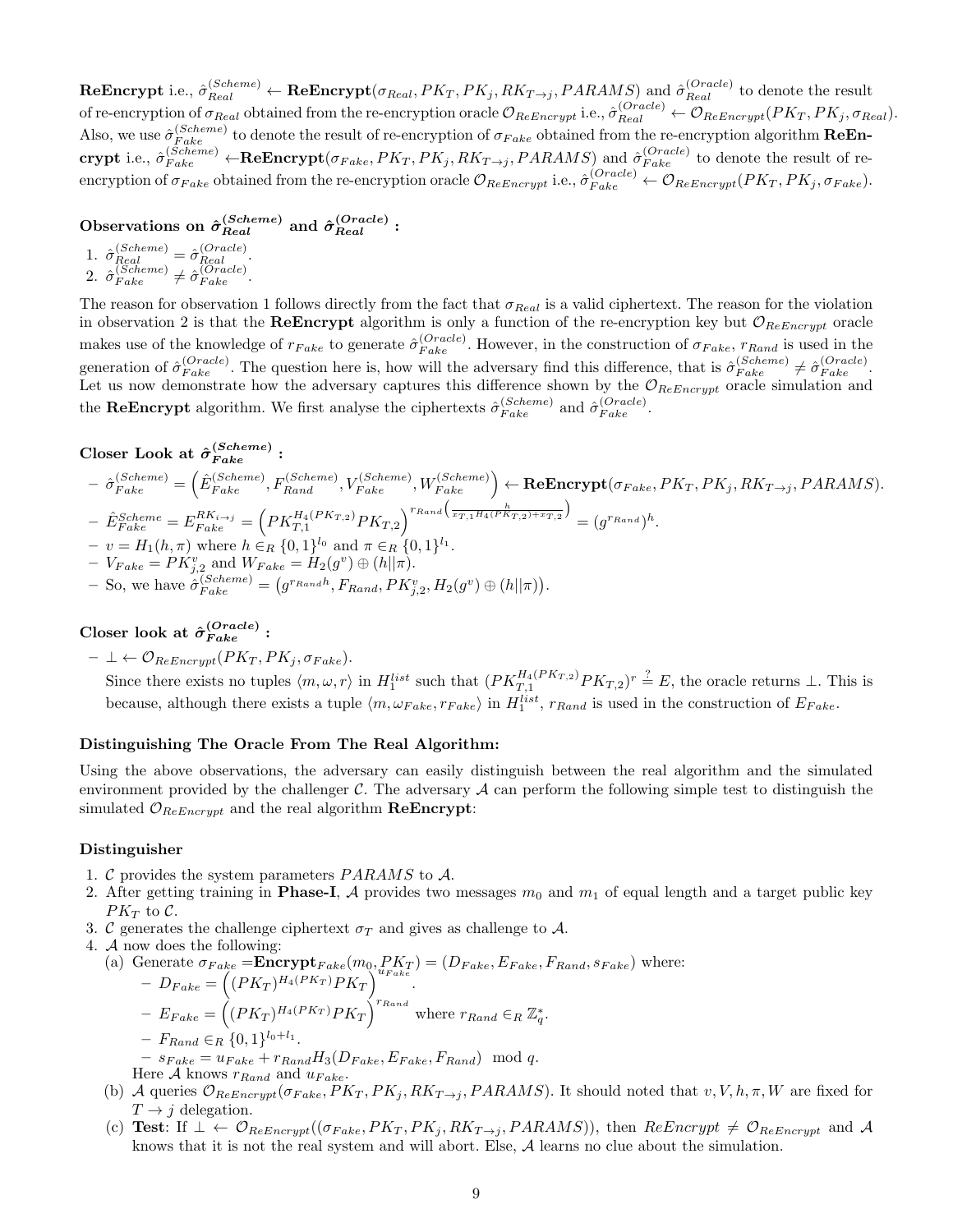**ReEncrypt** i.e., $\hat{\sigma}_{Real}^{(Scheme)} \leftarrow$ **ReEncrypt**$(\sigma_{Real}, PK_T, PK_j, RK_{T\rightarrow j}, PARAMS)$ and $\hat{\sigma}_{Real}^{(Oracle)}$ to denote the result of re-encryption of $\sigma_{Real}$ obtained from the re-encryption oracle $\mathcal{O}_{ReEncrypt}$ i.e., $\hat{\sigma}_{Real}^{(Oracle)} \leftarrow \mathcal{O}_{ReEncrypt}(PK_T, PK_j, \sigma_{Real})$. Also, we use $\hat{\sigma}_{Fake}^{(Scheme)}$ to denote the result of re-encryption of $\sigma_{Fake}$ obtained from the re-encryption algorithm **ReEncrypt** i.e., $\hat{\sigma}_{Fake}^{(Scheme)} \leftarrow$**ReEncrypt**$(\sigma_{Fake}, PK_T, PK_j, RK_{T\rightarrow j}, PARAMS)$ and $\hat{\sigma}_{Fake}^{(Oracle)}$ to denote the result of re-encryption of $\sigma_{Fake}$ obtained from the re-encryption oracle $\mathcal{O}_{ReEncrypt}$ i.e., $\hat{\sigma}_{Fake}^{(Oracle)} \leftarrow \mathcal{O}_{ReEncrypt}(PK_T, PK_j, \sigma_{Fake})$.

**Observations on $\hat{\boldsymbol{\sigma}}_{\boldsymbol{Real}}^{\boldsymbol{(Scheme)}}$ and $\hat{\boldsymbol{\sigma}}_{\boldsymbol{Real}}^{\boldsymbol{(Oracle)}}$ :**

1. $\hat{\sigma}_{Real}^{(Scheme)} = \hat{\sigma}_{Real}^{(Oracle)}$.
2. $\hat{\sigma}_{Fake}^{(Scheme)} \neq \hat{\sigma}_{Fake}^{(Oracle)}$.

The reason for observation 1 follows directly from the fact that $\sigma_{Real}$ is a valid ciphertext. The reason for the violation in observation 2 is that the **ReEncrypt** algorithm is only a function of the re-encryption key but $\mathcal{O}_{ReEncrypt}$ oracle makes use of the knowledge of $r_{Fake}$ to generate $\hat{\sigma}_{Fake}^{(Oracle)}$. However, in the construction of $\sigma_{Fake}$, $r_{Rand}$ is used in the generation of $\hat{\sigma}_{Fake}^{(Oracle)}$. The question here is, how will the adversary find this difference, that is $\hat{\sigma}_{Fake}^{(Scheme)} \neq \hat{\sigma}_{Fake}^{(Oracle)}$. Let us now demonstrate how the adversary captures this difference shown by the $\mathcal{O}_{ReEncrypt}$ oracle simulation and the **ReEncrypt** algorithm. We first analyse the ciphertexts $\hat{\sigma}_{Fake}^{(Scheme)}$ and $\hat{\sigma}_{Fake}^{(Oracle)}$.

**Closer Look at $\hat{\boldsymbol{\sigma}}_{\boldsymbol{Fake}}^{\boldsymbol{(Scheme)}}$ :**

- $\hat{\sigma}_{Fake}^{(Scheme)} = \left(\hat{E}_{Fake}^{(Scheme)}, F_{Rand}^{(Scheme)}, V_{Fake}^{(Scheme)}, W_{Fake}^{(Scheme)}\right) \leftarrow$ **ReEncrypt**$(\sigma_{Fake}, PK_T, PK_j, RK_{T\rightarrow j}, PARAMS)$.
- $\hat{E}_{Fake}^{Scheme} = E_{Fake}^{RK_{i\rightarrow j}} = \left(PK_{T,1}^{H_4(PK_{T,2})} PK_{T,2}\right)^{r_{Rand}\left(\frac{h}{x_{T,1}H_4(PK_{T,2})+x_{T,2}}\right)} = (g^{r_{Rand}})^h$.
- $v = H_1(h,\pi)$ where $h \in_R \{0,1\}^{l_0}$ and $\pi \in_R \{0,1\}^{l_1}$.
- $V_{Fake} = PK_{j,2}^v$ and $W_{Fake} = H_2(g^v) \oplus (h||\pi)$.
- So, we have $\hat{\sigma}_{Fake}^{(Scheme)} = \left(g^{r_{Rand}h}, F_{Rand}, PK_{j,2}^v, H_2(g^v) \oplus (h||\pi)\right)$.

**Closer look at $\hat{\boldsymbol{\sigma}}_{\boldsymbol{Fake}}^{\boldsymbol{(Oracle)}}$ :**

- $\perp \leftarrow \mathcal{O}_{ReEncrypt}(PK_T, PK_j, \sigma_{Fake})$.
  Since there exists no tuples $\langle m, \omega, r\rangle$ in $H_1^{list}$ such that $(PK_{T,1}^{H_4(PK_{T,2})}PK_{T,2})^r \stackrel{?}{=} E$, the oracle returns $\perp$. This is because, although there exists a tuple $\langle m, \omega_{Fake}, r_{Fake}\rangle$ in $H_1^{list}$, $r_{Rand}$ is used in the construction of $E_{Fake}$.

**Distinguishing The Oracle From The Real Algorithm:**

Using the above observations, the adversary can easily distinguish between the real algorithm and the simulated environment provided by the challenger $\mathcal{C}$. The adversary $\mathcal{A}$ can perform the following simple test to distinguish the simulated $\mathcal{O}_{ReEncrypt}$ and the real algorithm **ReEncrypt**:

**Distinguisher**

1. $\mathcal{C}$ provides the system parameters $PARAMS$ to $\mathcal{A}$.
2. After getting training in **Phase-I**, $\mathcal{A}$ provides two messages $m_0$ and $m_1$ of equal length and a target public key $PK_T$ to $\mathcal{C}$.
3. $\mathcal{C}$ generates the challenge ciphertext $\sigma_T$ and gives as challenge to $\mathcal{A}$.
4. $\mathcal{A}$ now does the following:
   (a) Generate $\sigma_{Fake}$ =**Encrypt**$_{Fake}(m_0, PK_T) = (D_{Fake}, E_{Fake}, F_{Rand}, s_{Fake})$ where:
   - $D_{Fake} = \left((PK_T)^{H_4(PK_T)}PK_T\right)^{u_{Fake}}$.
   - $E_{Fake} = \left((PK_T)^{H_4(PK_T)}PK_T\right)^{r_{Rand}}$ where $r_{Rand} \in_R \mathbb{Z}_q^*$.
   - $F_{Rand} \in_R \{0,1\}^{l_0+l_1}$.
   - $s_{Fake} = u_{Fake} + r_{Rand}H_3(D_{Fake}, E_{Fake}, F_{Rand}) \mod q$.

   Here $\mathcal{A}$ knows $r_{Rand}$ and $u_{Fake}$.

   (b) $\mathcal{A}$ queries $\mathcal{O}_{ReEncrypt}(\sigma_{Fake}, PK_T, PK_j, RK_{T\rightarrow j}, PARAMS)$. It should noted that $v, V, h, \pi, W$ are fixed for $T \rightarrow j$ delegation.

   (c) **Test**: If $\perp \leftarrow \mathcal{O}_{ReEncrypt}((\sigma_{Fake}, PK_T, PK_j, RK_{T\rightarrow j}, PARAMS))$, then $ReEncrypt \neq \mathcal{O}_{ReEncrypt}$ and $\mathcal{A}$ knows that it is not the real system and will abort. Else, $\mathcal{A}$ learns no clue about the simulation.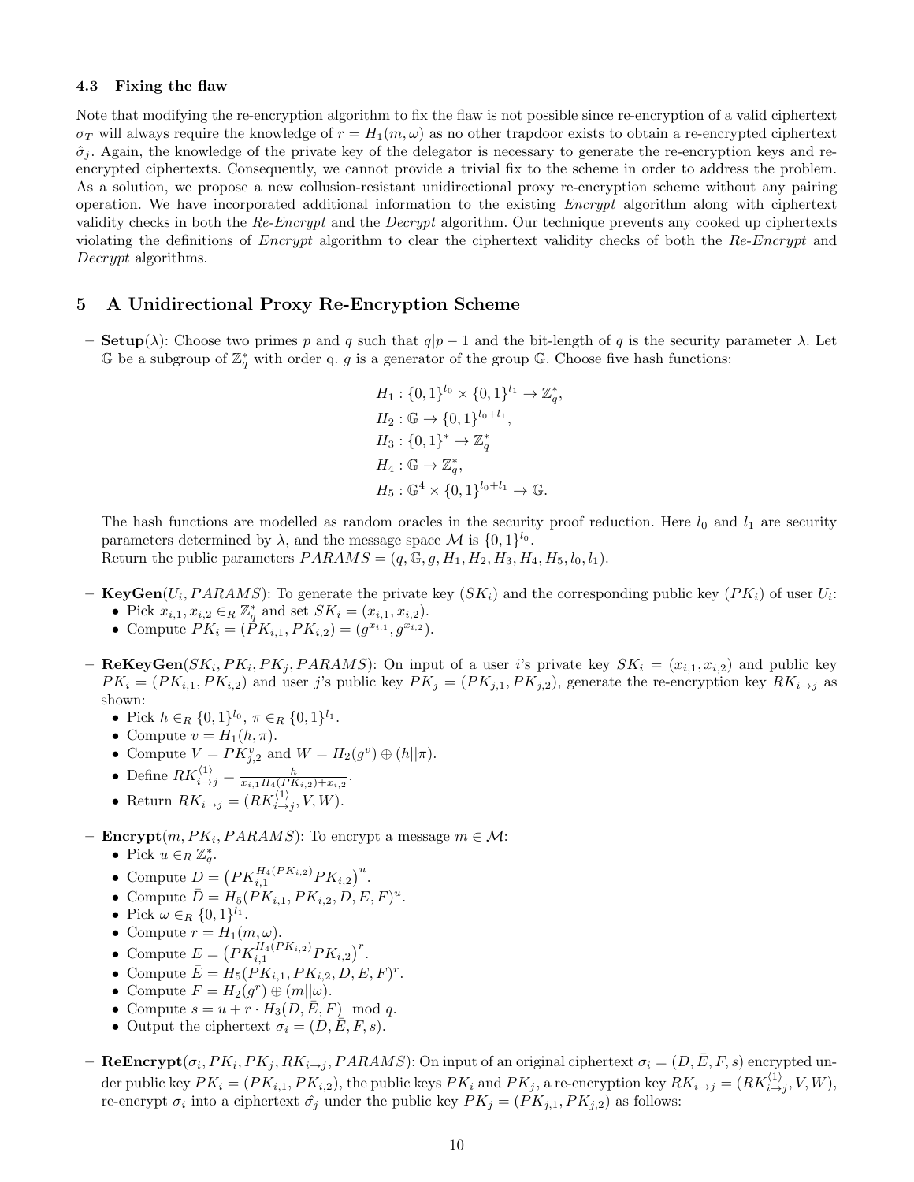### 4.3 Fixing the flaw

Note that modifying the re-encryption algorithm to fix the flaw is not possible since re-encryption of a valid ciphertext $\sigma_T$ will always require the knowledge of $r = H_1(m, \omega)$ as no other trapdoor exists to obtain a re-encrypted ciphertext $\hat{\sigma}_j$. Again, the knowledge of the private key of the delegator is necessary to generate the re-encryption keys and re-encrypted ciphertexts. Consequently, we cannot provide a trivial fix to the scheme in order to address the problem. As a solution, we propose a new collusion-resistant unidirectional proxy re-encryption scheme without any pairing operation. We have incorporated additional information to the existing *Encrypt* algorithm along with ciphertext validity checks in both the *Re-Encrypt* and the *Decrypt* algorithm. Our technique prevents any cooked up ciphertexts violating the definitions of *Encrypt* algorithm to clear the ciphertext validity checks of both the *Re-Encrypt* and *Decrypt* algorithms.

## 5 A Unidirectional Proxy Re-Encryption Scheme

– **Setup**($\lambda$): Choose two primes $p$ and $q$ such that $q|p-1$ and the bit-length of $q$ is the security parameter $\lambda$. Let $\mathbb{G}$ be a subgroup of $\mathbb{Z}_q^*$ with order q. $g$ is a generator of the group $\mathbb{G}$. Choose five hash functions:

$$H_1 : \{0,1\}^{l_0} \times \{0,1\}^{l_1} \rightarrow \mathbb{Z}_q^*,$$
$$H_2 : \mathbb{G} \rightarrow \{0,1\}^{l_0+l_1},$$
$$H_3 : \{0,1\}^* \rightarrow \mathbb{Z}_q^*$$
$$H_4 : \mathbb{G} \rightarrow \mathbb{Z}_q^*,$$
$$H_5 : \mathbb{G}^4 \times \{0,1\}^{l_0+l_1} \rightarrow \mathbb{G}.$$

The hash functions are modelled as random oracles in the security proof reduction. Here $l_0$ and $l_1$ are security parameters determined by $\lambda$, and the message space $\mathcal{M}$ is $\{0,1\}^{l_0}$.
Return the public parameters $PARAMS = (q, \mathbb{G}, g, H_1, H_2, H_3, H_4, H_5, l_0, l_1)$.

– **KeyGen**($U_i, PARAMS$): To generate the private key ($SK_i$) and the corresponding public key ($PK_i$) of user $U_i$:
  - Pick $x_{i,1}, x_{i,2} \in_R \mathbb{Z}_q^*$ and set $SK_i = (x_{i,1}, x_{i,2})$.
  - Compute $PK_i = (PK_{i,1}, PK_{i,2}) = (g^{x_{i,1}}, g^{x_{i,2}})$.

– **ReKeyGen**($SK_i, PK_i, PK_j, PARAMS$): On input of a user $i$'s private key $SK_i = (x_{i,1}, x_{i,2})$ and public key $PK_i = (PK_{i,1}, PK_{i,2})$ and user $j$'s public key $PK_j = (PK_{j,1}, PK_{j,2})$, generate the re-encryption key $RK_{i\rightarrow j}$ as shown:
  - Pick $h \in_R \{0,1\}^{l_0}$, $\pi \in_R \{0,1\}^{l_1}$.
  - Compute $v = H_1(h, \pi)$.
  - Compute $V = PK_{j,2}^v$ and $W = H_2(g^v) \oplus (h||\pi)$.
  - Define $RK_{i\rightarrow j}^{\langle 1\rangle} = \frac{h}{x_{i,1}H_4(PK_{i,2}) + x_{i,2}}$.
  - Return $RK_{i\rightarrow j} = (RK_{i\rightarrow j}^{\langle 1\rangle}, V, W)$.

– **Encrypt**($m, PK_i, PARAMS$): To encrypt a message $m \in \mathcal{M}$:
  - Pick $u \in_R \mathbb{Z}_q^*$.
  - Compute $D = \left(PK_{i,1}^{H_4(PK_{i,2})} PK_{i,2}\right)^u$.
  - Compute $\bar{D} = H_5(PK_{i,1}, PK_{i,2}, D, E, F)^u$.
  - Pick $\omega \in_R \{0,1\}^{l_1}$.
  - Compute $r = H_1(m, \omega)$.
  - Compute $E = \left(PK_{i,1}^{H_4(PK_{i,2})} PK_{i,2}\right)^r$.
  - Compute $\bar{E} = H_5(PK_{i,1}, PK_{i,2}, D, E, F)^r$.
  - Compute $F = H_2(g^r) \oplus (m||\omega)$.
  - Compute $s = u + r \cdot H_3(D, \bar{E}, F) \mod q$.
  - Output the ciphertext $\sigma_i = (D, \bar{E}, F, s)$.

– **ReEncrypt**($\sigma_i, PK_i, PK_j, RK_{i\rightarrow j}, PARAMS$): On input of an original ciphertext $\sigma_i = (D, \bar{E}, F, s)$ encrypted under public key $PK_i = (PK_{i,1}, PK_{i,2})$, the public keys $PK_i$ and $PK_j$, a re-encryption key $RK_{i\rightarrow j} = (RK_{i\rightarrow j}^{\langle 1\rangle}, V, W)$, re-encrypt $\sigma_i$ into a ciphertext $\hat{\sigma_j}$ under the public key $PK_j = (PK_{j,1}, PK_{j,2})$ as follows: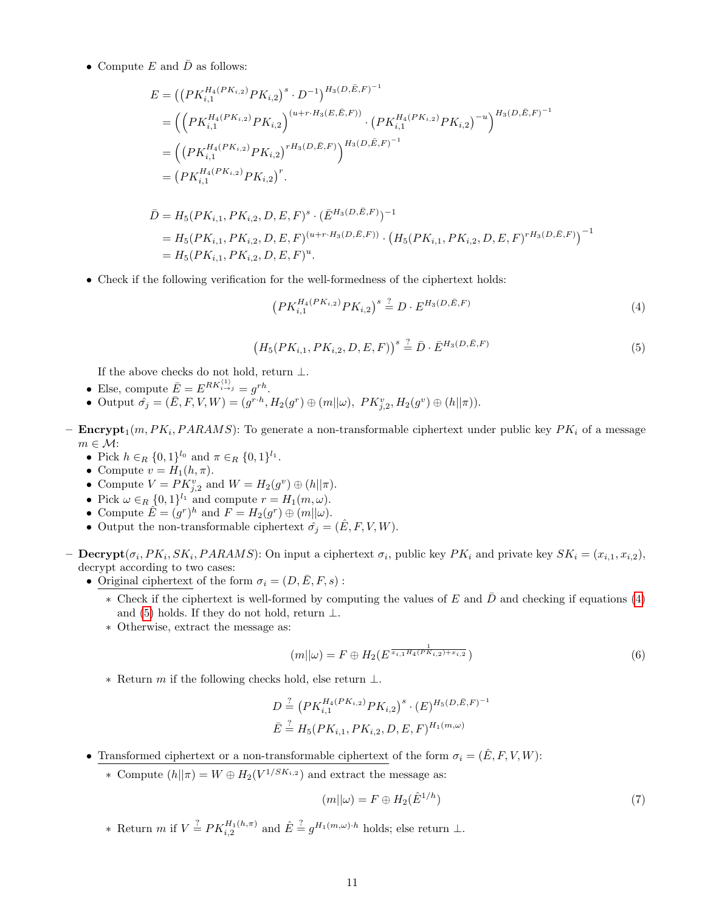- Compute $E$ and $\bar{D}$ as follows:

$$
\begin{aligned}
E &= \left(\left(PK_{i,1}^{H_4(PK_{i,2})} PK_{i,2}\right)^s \cdot D^{-1}\right)^{H_3(D,\bar{E},F)^{-1}} \\
&= \left(\left(PK_{i,1}^{H_4(PK_{i,2})} PK_{i,2}\right)^{(u+r \cdot H_3(E,\bar{E},F))} \cdot \left(PK_{i,1}^{H_4(PK_{i,2})} PK_{i,2}\right)^{-u}\right)^{H_3(D,\bar{E},F)^{-1}} \\
&= \left(\left(PK_{i,1}^{H_4(PK_{i,2})} PK_{i,2}\right)^{rH_3(D,\bar{E},F)}\right)^{H_3(D,\bar{E},F)^{-1}} \\
&= \left(PK_{i,1}^{H_4(PK_{i,2})} PK_{i,2}\right)^r.
\end{aligned}
$$

$$
\begin{aligned}
\bar{D} &= H_5(PK_{i,1}, PK_{i,2}, D, E, F)^s \cdot (\bar{E}^{H_3(D,\bar{E},F)})^{-1} \\
&= H_5(PK_{i,1}, PK_{i,2}, D, E, F)^{(u+r \cdot H_3(D,\bar{E},F))} \cdot \left(H_5(PK_{i,1}, PK_{i,2}, D, E, F)^{rH_3(D,\bar{E},F)}\right)^{-1} \\
&= H_5(PK_{i,1}, PK_{i,2}, D, E, F)^u.
\end{aligned}
$$

- Check if the following verification for the well-formedness of the ciphertext holds:

$$\left(PK_{i,1}^{H_4(PK_{i,2})} PK_{i,2}\right)^s \stackrel{?}{=} D \cdot E^{H_3(D,\bar{E},F)} \tag{4}$$

$$\left(H_5(PK_{i,1}, PK_{i,2}, D, E, F)\right)^s \stackrel{?}{=} \bar{D} \cdot \bar{E}^{H_3(D,\bar{E},F)} \tag{5}$$

  If the above checks do not hold, return $\perp$.
- Else, compute $\bar{E} = E^{RK_{i \to j}^{\langle 1 \rangle}} = g^{rh}$.
- Output $\hat{\sigma_j} = (\bar{E}, F, V, W) = (g^{r \cdot h}, H_2(g^r) \oplus (m||\omega),\ PK_{j,2}^v, H_2(g^v) \oplus (h||\pi))$.

– **Encrypt**$_1(m, PK_i, PARAMS)$: To generate a non-transformable ciphertext under public key $PK_i$ of a message $m \in \mathcal{M}$:
  - Pick $h \in_R \{0,1\}^{l_0}$ and $\pi \in_R \{0,1\}^{l_1}$.
  - Compute $v = H_1(h, \pi)$.
  - Compute $V = PK_{j,2}^v$ and $W = H_2(g^v) \oplus (h||\pi)$.
  - Pick $\omega \in_R \{0,1\}^{l_1}$ and compute $r = H_1(m, \omega)$.
  - Compute $\hat{E} = (g^r)^h$ and $F = H_2(g^r) \oplus (m||\omega)$.
  - Output the non-transformable ciphertext $\hat{\sigma_j} = (\hat{E}, F, V, W)$.

– **Decrypt**$(\sigma_i, PK_i, SK_i, PARAMS)$: On input a ciphertext $\sigma_i$, public key $PK_i$ and private key $SK_i = (x_{i,1}, x_{i,2})$, decrypt according to two cases:
  - Original ciphertext of the form $\sigma_i = (D, \bar{E}, F, s)$ :
    - Check if the ciphertext is well-formed by computing the values of $E$ and $\bar{D}$ and checking if equations (4) and (5) holds. If they do not hold, return $\perp$.
    - Otherwise, extract the message as:

$$(m||\omega) = F \oplus H_2(E^{\frac{1}{x_{i,1} H_4(PK_{i,2}) + x_{i,2}}}) \tag{6}$$

    - Return $m$ if the following checks hold, else return $\perp$.

$$D \stackrel{?}{=} \left(PK_{i,1}^{H_4(PK_{i,2})} PK_{i,2}\right)^s \cdot (E)^{H_5(D,\bar{E},F)^{-1}}$$

$$\bar{E} \stackrel{?}{=} H_5(PK_{i,1}, PK_{i,2}, D, E, F)^{H_1(m,\omega)}$$

  - Transformed ciphertext or a non-transformable ciphertext of the form $\sigma_i = (\hat{E}, F, V, W)$:
    - Compute $(h||\pi) = W \oplus H_2(V^{1/SK_{i,2}})$ and extract the message as:

$$(m||\omega) = F \oplus H_2(\hat{E}^{1/h}) \tag{7}$$

    - Return $m$ if $V \stackrel{?}{=} PK_{i,2}^{H_1(h,\pi)}$ and $\hat{E} \stackrel{?}{=} g^{H_1(m,\omega) \cdot h}$ holds; else return $\perp$.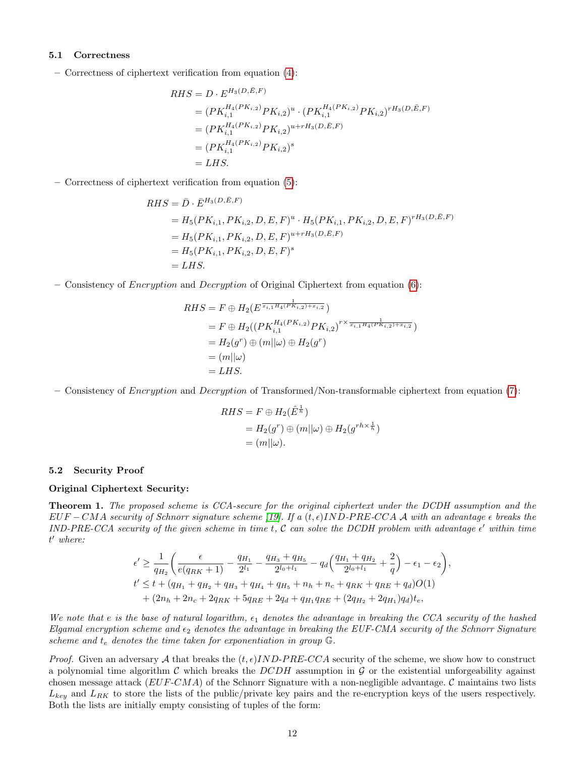### 5.1 Correctness

– Correctness of ciphertext verification from equation (4):

$$
\begin{aligned}
RHS &= D \cdot E^{H_3(D,\bar{E},F)} \\
&= (PK_{i,1}^{H_4(PK_{i,2})} PK_{i,2})^u \cdot (PK_{i,1}^{H_4(PK_{i,2})} PK_{i,2})^{rH_3(D,\bar{E},F)} \\
&= (PK_{i,1}^{H_4(PK_{i,2})} PK_{i,2})^{u+rH_3(D,\bar{E},F)} \\
&= (PK_{i,1}^{H_4(PK_{i,2})} PK_{i,2})^{s} \\
&= LHS.
\end{aligned}
$$

– Correctness of ciphertext verification from equation (5):

$$
\begin{aligned}
RHS &= \bar{D} \cdot \bar{E}^{H_3(D,\bar{E},F)} \\
&= H_5(PK_{i,1}, PK_{i,2}, D, E, F)^u \cdot H_5(PK_{i,1}, PK_{i,2}, D, E, F)^{rH_3(D,\bar{E},F)} \\
&= H_5(PK_{i,1}, PK_{i,2}, D, E, F)^{u+rH_3(D,\bar{E},F)} \\
&= H_5(PK_{i,1}, PK_{i,2}, D, E, F)^{s} \\
&= LHS.
\end{aligned}
$$

– Consistency of *Encryption* and *Decryption* of Original Ciphertext from equation (6):

$$
\begin{aligned}
RHS &= F \oplus H_2(E^{\frac{1}{x_{i,1}H_4(PK_{i,2})+x_{i,2}}}) \\
&= F \oplus H_2((PK_{i,1}^{H_4(PK_{i,2})} PK_{i,2})^{r \times \frac{1}{x_{i,1}H_4(PK_{i,2})+x_{i,2}}}) \\
&= H_2(g^r) \oplus (m||\omega) \oplus H_2(g^r) \\
&= (m||\omega) \\
&= LHS.
\end{aligned}
$$

– Consistency of *Encryption* and *Decryption* of Transformed/Non-transformable ciphertext from equation (7):

$$
\begin{aligned}
RHS &= F \oplus H_2(\hat{E}^{\frac{1}{h}}) \\
&= H_2(g^r) \oplus (m||\omega) \oplus H_2(g^{rh \times \frac{1}{h}}) \\
&= (m||\omega).
\end{aligned}
$$

### 5.2 Security Proof

**Original Ciphertext Security:**

**Theorem 1.** *The proposed scheme is CCA-secure for the original ciphertext under the DCDH assumption and the $EUF-CMA$ security of Schnorr signature scheme [19]. If a $(t,\epsilon)IND\text{-}PRE\text{-}CCA$ $\mathcal{A}$ with an advantage $\epsilon$ breaks the IND-PRE-CCA security of the given scheme in time $t$, $\mathcal{C}$ can solve the DCDH problem with advantage $\epsilon'$ within time $t'$ where:*

$$
\begin{aligned}
\epsilon' &\geq \frac{1}{q_{H_2}}\bigg(\frac{\epsilon}{e(q_{RK}+1)} - \frac{q_{H_1}}{2^{l_1}} - \frac{q_{H_3}+q_{H_5}}{2^{l_0+l_1}} - q_d\Big(\frac{q_{H_1}+q_{H_2}}{2^{l_0+l_1}} + \frac{2}{q}\Big) - \epsilon_1 - \epsilon_2\bigg), \\
t' &\leq t + (q_{H_1} + q_{H_2} + q_{H_3} + q_{H_4} + q_{H_5} + n_h + n_c + q_{RK} + q_{RE} + q_d)O(1) \\
&\quad + (2n_h + 2n_c + 2q_{RK} + 5q_{RE} + 2q_d + q_{H_1}q_{RE} + (2q_{H_2} + 2q_{H_1})q_d)t_e,
\end{aligned}
$$

*We note that $e$ is the base of natural logarithm, $\epsilon_1$ denotes the advantage in breaking the CCA security of the hashed Elgamal encryption scheme and $\epsilon_2$ denotes the advantage in breaking the EUF-CMA security of the Schnorr Signature scheme and $t_e$ denotes the time taken for exponentiation in group $\mathbb{G}$.*

*Proof.* Given an adversary $\mathcal{A}$ that breaks the $(t,\epsilon)IND\text{-}PRE\text{-}CCA$ security of the scheme, we show how to construct a polynomial time algorithm $\mathcal{C}$ which breaks the $DCDH$ assumption in $\mathcal{G}$ or the existential unforgeability against chosen message attack ($EUF\text{-}CMA$) of the Schnorr Signature with a non-negligible advantage. $\mathcal{C}$ maintains two lists $L_{key}$ and $L_{RK}$ to store the lists of the public/private key pairs and the re-encryption keys of the users respectively. Both the lists are initially empty consisting of tuples of the form: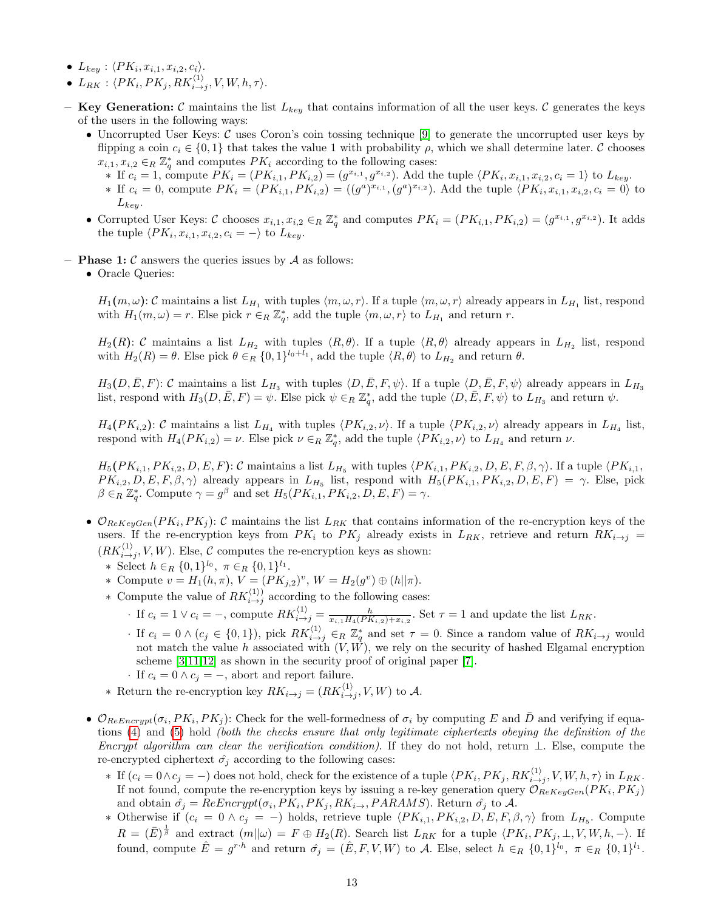- $L_{key}$ : $\langle PK_i, x_{i,1}, x_{i,2}, c_i \rangle$.
- $L_{RK}$ : $\langle PK_i, PK_j, RK^{\langle 1 \rangle}_{i \to j}, V, W, h, \tau \rangle$.

– **Key Generation:** $\mathcal{C}$ maintains the list $L_{key}$ that contains information of all the user keys. $\mathcal{C}$ generates the keys of the users in the following ways:
  - Uncorrupted User Keys: $\mathcal{C}$ uses Coron's coin tossing technique [9] to generate the uncorrupted user keys by flipping a coin $c_i \in \{0, 1\}$ that takes the value 1 with probability $\rho$, which we shall determine later. $\mathcal{C}$ chooses $x_{i,1}, x_{i,2} \in_R \mathbb{Z}^*_q$ and computes $PK_i$ according to the following cases:
    * If $c_i = 1$, compute $PK_i = (PK_{i,1}, PK_{i,2}) = (g^{x_{i,1}}, g^{x_{i,2}})$. Add the tuple $\langle PK_i, x_{i,1}, x_{i,2}, c_i = 1 \rangle$ to $L_{key}$.
    * If $c_i = 0$, compute $PK_i = (PK_{i,1}, PK_{i,2}) = ((g^a)^{x_{i,1}}, (g^a)^{x_{i,2}})$. Add the tuple $\langle PK_i, x_{i,1}, x_{i,2}, c_i = 0 \rangle$ to $L_{key}$.
  - Corrupted User Keys: $\mathcal{C}$ chooses $x_{i,1}, x_{i,2} \in_R \mathbb{Z}^*_q$ and computes $PK_i = (PK_{i,1}, PK_{i,2}) = (g^{x_{i,1}}, g^{x_{i,2}})$. It adds the tuple $\langle PK_i, x_{i,1}, x_{i,2}, c_i = - \rangle$ to $L_{key}$.

– **Phase 1:** $\mathcal{C}$ answers the queries issues by $\mathcal{A}$ as follows:
  - Oracle Queries:

    $H_1(m, \omega)$: $\mathcal{C}$ maintains a list $L_{H_1}$ with tuples $\langle m, \omega, r \rangle$. If a tuple $\langle m, \omega, r \rangle$ already appears in $L_{H_1}$ list, respond with $H_1(m, \omega) = r$. Else pick $r \in_R \mathbb{Z}^*_q$, add the tuple $\langle m, \omega, r \rangle$ to $L_{H_1}$ and return $r$.

    $H_2(R)$: $\mathcal{C}$ maintains a list $L_{H_2}$ with tuples $\langle R, \theta \rangle$. If a tuple $\langle R, \theta \rangle$ already appears in $L_{H_2}$ list, respond with $H_2(R) = \theta$. Else pick $\theta \in_R \{0, 1\}^{l_0 + l_1}$, add the tuple $\langle R, \theta \rangle$ to $L_{H_2}$ and return $\theta$.

    $H_3(D, \bar{E}, F)$: $\mathcal{C}$ maintains a list $L_{H_3}$ with tuples $\langle D, \bar{E}, F, \psi \rangle$. If a tuple $\langle D, \bar{E}, F, \psi \rangle$ already appears in $L_{H_3}$ list, respond with $H_3(D, \bar{E}, F) = \psi$. Else pick $\psi \in_R \mathbb{Z}^*_q$, add the tuple $\langle D, \bar{E}, F, \psi \rangle$ to $L_{H_3}$ and return $\psi$.

    $H_4(PK_{i,2})$: $\mathcal{C}$ maintains a list $L_{H_4}$ with tuples $\langle PK_{i,2}, \nu \rangle$. If a tuple $\langle PK_{i,2}, \nu \rangle$ already appears in $L_{H_4}$ list, respond with $H_4(PK_{i,2}) = \nu$. Else pick $\nu \in_R \mathbb{Z}^*_q$, add the tuple $\langle PK_{i,2}, \nu \rangle$ to $L_{H_4}$ and return $\nu$.

    $H_5(PK_{i,1}, PK_{i,2}, D, E, F)$: $\mathcal{C}$ maintains a list $L_{H_5}$ with tuples $\langle PK_{i,1}, PK_{i,2}, D, E, F, \beta, \gamma \rangle$. If a tuple $\langle PK_{i,1}, PK_{i,2}, D, E, F, \beta, \gamma \rangle$ already appears in $L_{H_5}$ list, respond with $H_5(PK_{i,1}, PK_{i,2}, D, E, F) = \gamma$. Else, pick $\beta \in_R \mathbb{Z}^*_q$. Compute $\gamma = g^\beta$ and set $H_5(PK_{i,1}, PK_{i,2}, D, E, F) = \gamma$.

  - $\mathcal{O}_{ReKeyGen}(PK_i, PK_j)$: $\mathcal{C}$ maintains the list $L_{RK}$ that contains information of the re-encryption keys of the users. If the re-encryption keys from $PK_i$ to $PK_j$ already exists in $L_{RK}$, retrieve and return $RK_{i \to j} = (RK^{\langle 1 \rangle}_{i \to j}, V, W)$. Else, $\mathcal{C}$ computes the re-encryption keys as shown:
    * Select $h \in_R \{0, 1\}^{l_0}$, $\pi \in_R \{0, 1\}^{l_1}$.
    * Compute $v = H_1(h, \pi)$, $V = (PK_{j,2})^v$, $W = H_2(g^v) \oplus (h || \pi)$.
    * Compute the value of $RK^{\langle 1 \rangle}_{i \to j}$ according to the following cases:
      · If $c_i = 1 \vee c_i = -$, compute $RK^{\langle 1 \rangle}_{i \to j} = \frac{h}{x_{i,1} H_4(PK_{i,2}) + x_{i,2}}$. Set $\tau = 1$ and update the list $L_{RK}$.
      · If $c_i = 0 \wedge (c_j \in \{0, 1\})$, pick $RK^{\langle 1 \rangle}_{i \to j} \in_R \mathbb{Z}^*_q$ and set $\tau = 0$. Since a random value of $RK_{i \to j}$ would not match the value $h$ associated with $(V, W)$, we rely on the security of hashed Elgamal encryption scheme [3,11,12] as shown in the security proof of original paper [7].
      · If $c_i = 0 \wedge c_j = -$, abort and report failure.
    * Return the re-encryption key $RK_{i \to j} = (RK^{\langle 1 \rangle}_{i \to j}, V, W)$ to $\mathcal{A}$.

  - $\mathcal{O}_{ReEncrypt}(\sigma_i, PK_i, PK_j)$: Check for the well-formedness of $\sigma_i$ by computing $E$ and $\bar{D}$ and verifying if equations (4) and (5) hold *(both the checks ensure that only legitimate ciphertexts obeying the definition of the Encrypt algorithm can clear the verification condition)*. If they do not hold, return $\perp$. Else, compute the re-encrypted ciphertext $\hat{\sigma_j}$ according to the following cases:
    * If $(c_i = 0 \wedge c_j = -)$ does not hold, check for the existence of a tuple $\langle PK_i, PK_j, RK^{\langle 1 \rangle}_{i \to j}, V, W, h, \tau \rangle$ in $L_{RK}$. If not found, compute the re-encryption keys by issuing a re-key generation query $\mathcal{O}_{ReKeyGen}(PK_i, PK_j)$ and obtain $\hat{\sigma_j} = ReEncrypt(\sigma_i, PK_i, PK_j, RK_{i \to}, PARAMS)$. Return $\hat{\sigma_j}$ to $\mathcal{A}$.
    * Otherwise if $(c_i = 0 \wedge c_j = -)$ holds, retrieve tuple $\langle PK_{i,1}, PK_{i,2}, D, E, F, \beta, \gamma \rangle$ from $L_{H_5}$. Compute $R = (\bar{E})^{\frac{1}{\beta}}$ and extract $(m || \omega) = F \oplus H_2(R)$. Search list $L_{RK}$ for a tuple $\langle PK_i, PK_j, \perp, V, W, h, - \rangle$. If found, compute $\hat{E} = g^{r \cdot h}$ and return $\hat{\sigma_j} = (\hat{E}, F, V, W)$ to $\mathcal{A}$. Else, select $h \in_R \{0, 1\}^{l_0}$, $\pi \in_R \{0, 1\}^{l_1}$.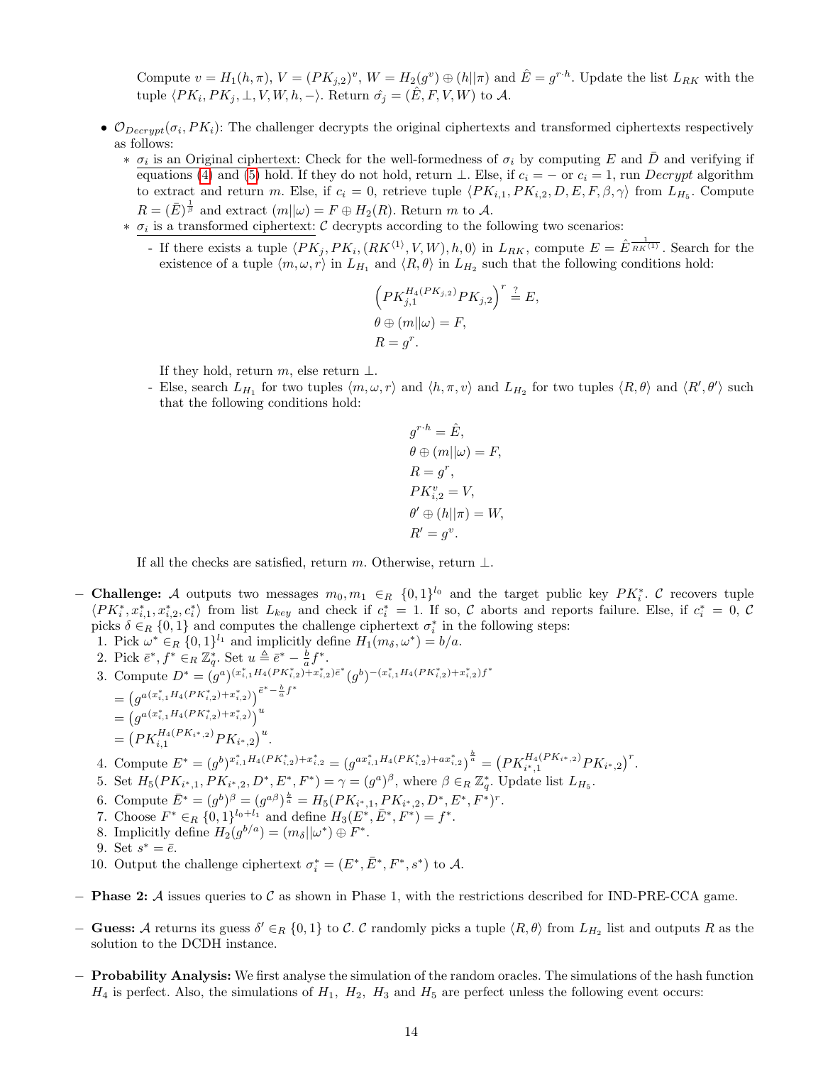Compute $v = H_1(h, \pi)$, $V = (PK_{j,2})^v$, $W = H_2(g^v) \oplus (h||\pi)$ and $\hat{E} = g^{r \cdot h}$. Update the list $L_{RK}$ with the tuple $\langle PK_i, PK_j, \perp, V, W, h, - \rangle$. Return $\hat{\sigma_j} = (\hat{E}, F, V, W)$ to $\mathcal{A}$.

- $\mathcal{O}_{Decrypt}(\sigma_i, PK_i)$: The challenger decrypts the original ciphertexts and transformed ciphertexts respectively as follows:
  - ∗ $\sigma_i$ is an Original ciphertext: Check for the well-formedness of $\sigma_i$ by computing $E$ and $\bar{D}$ and verifying if equations (4) and (5) hold. If they do not hold, return $\perp$. Else, if $c_i = -$ or $c_i = 1$, run *Decrypt* algorithm to extract and return $m$. Else, if $c_i = 0$, retrieve tuple $\langle PK_{i,1}, PK_{i,2}, D, E, F, \beta, \gamma \rangle$ from $L_{H_5}$. Compute $R = (\bar{E})^{\frac{1}{\beta}}$ and extract $(m||\omega) = F \oplus H_2(R)$. Return $m$ to $\mathcal{A}$.
  - ∗ $\sigma_i$ is a transformed ciphertext: $\mathcal{C}$ decrypts according to the following two scenarios:
    - If there exists a tuple $\langle PK_j, PK_i, (RK^{\langle 1 \rangle}, V, W), h, 0 \rangle$ in $L_{RK}$, compute $E = \hat{E}^{\frac{1}{RK^{\langle 1 \rangle}}}$. Search for the existence of a tuple $\langle m, \omega, r \rangle$ in $L_{H_1}$ and $\langle R, \theta \rangle$ in $L_{H_2}$ such that the following conditions hold:

$$\left(PK_{j,1}^{H_4(PK_{j,2})} PK_{j,2}\right)^r \stackrel{?}{=} E,$$
$$\theta \oplus (m||\omega) = F,$$
$$R = g^r.$$

      If they hold, return $m$, else return $\perp$.
    - Else, search $L_{H_1}$ for two tuples $\langle m, \omega, r \rangle$ and $\langle h, \pi, v \rangle$ and $L_{H_2}$ for two tuples $\langle R, \theta \rangle$ and $\langle R', \theta' \rangle$ such that the following conditions hold:

$$g^{r \cdot h} = \hat{E},$$
$$\theta \oplus (m||\omega) = F,$$
$$R = g^r,$$
$$PK_{i,2}^v = V,$$
$$\theta' \oplus (h||\pi) = W,$$
$$R' = g^v.$$

  If all the checks are satisfied, return $m$. Otherwise, return $\perp$.

– **Challenge:** $\mathcal{A}$ outputs two messages $m_0, m_1 \in_R \{0,1\}^{l_0}$ and the target public key $PK_i^*$. $\mathcal{C}$ recovers tuple $\langle PK_i^*, x_{i,1}^*, x_{i,2}^*, c_i^* \rangle$ from list $L_{key}$ and check if $c_i^* = 1$. If so, $\mathcal{C}$ aborts and reports failure. Else, if $c_i^* = 0$, $\mathcal{C}$ picks $\delta \in_R \{0,1\}$ and computes the challenge ciphertext $\sigma_i^*$ in the following steps:
  1. Pick $\omega^* \in_R \{0,1\}^{l_1}$ and implicitly define $H_1(m_\delta, \omega^*) = b/a$.
  2. Pick $\bar{e}^*, f^* \in_R \mathbb{Z}_q^*$. Set $u \triangleq \bar{e}^* - \frac{b}{a} f^*$.
  3. Compute $D^* = (g^a)^{(x_{i,1}^* H_4(PK_{i,2}^*) + x_{i,2}^*)\bar{e}^*} (g^b)^{-(x_{i,1}^* H_4(PK_{i,2}^*) + x_{i,2}^*) f^*}$
     $= \left(g^{a(x_{i,1}^* H_4(PK_{i,2}^*) + x_{i,2}^*)}\right)^{\bar{e}^* - \frac{b}{a} f^*}$
     $= \left(g^{a(x_{i,1}^* H_4(PK_{i,2}^*) + x_{i,2}^*)}\right)^{u}$
     $= \left(PK_{i,1}^{H_4(PK_{i^*,2})} PK_{i^*,2}\right)^u$.
  4. Compute $E^* = (g^b)^{x_{i,1}^* H_4(PK_{i,2}^*) + x_{i,2}^*} = \left(g^{a x_{i,1}^* H_4(PK_{i,2}^*) + a x_{i,2}^*}\right)^{\frac{b}{a}} = \left(PK_{i^*,1}^{H_4(PK_{i^*,2})} PK_{i^*,2}\right)^r$.
  5. Set $H_5(PK_{i^*,1}, PK_{i^*,2}, D^*, E^*, F^*) = \gamma = (g^a)^\beta$, where $\beta \in_R \mathbb{Z}_q^*$. Update list $L_{H_5}$.
  6. Compute $\bar{E}^* = (g^b)^\beta = (g^{a\beta})^{\frac{b}{a}} = H_5(PK_{i^*,1}, PK_{i^*,2}, D^*, E^*, F^*)^r$.
  7. Choose $F^* \in_R \{0,1\}^{l_0 + l_1}$ and define $H_3(E^*, \bar{E}^*, F^*) = f^*$.
  8. Implicitly define $H_2(g^{b/a}) = (m_\delta||\omega^*) \oplus F^*$.
  9. Set $s^* = \bar{e}$.
  10. Output the challenge ciphertext $\sigma_i^* = (E^*, \bar{E}^*, F^*, s^*)$ to $\mathcal{A}$.

– **Phase 2:** $\mathcal{A}$ issues queries to $\mathcal{C}$ as shown in Phase 1, with the restrictions described for IND-PRE-CCA game.

– **Guess:** $\mathcal{A}$ returns its guess $\delta' \in_R \{0,1\}$ to $\mathcal{C}$. $\mathcal{C}$ randomly picks a tuple $\langle R, \theta \rangle$ from $L_{H_2}$ list and outputs $R$ as the solution to the DCDH instance.

– **Probability Analysis:** We first analyse the simulation of the random oracles. The simulations of the hash function $H_4$ is perfect. Also, the simulations of $H_1$, $H_2$, $H_3$ and $H_5$ are perfect unless the following event occurs: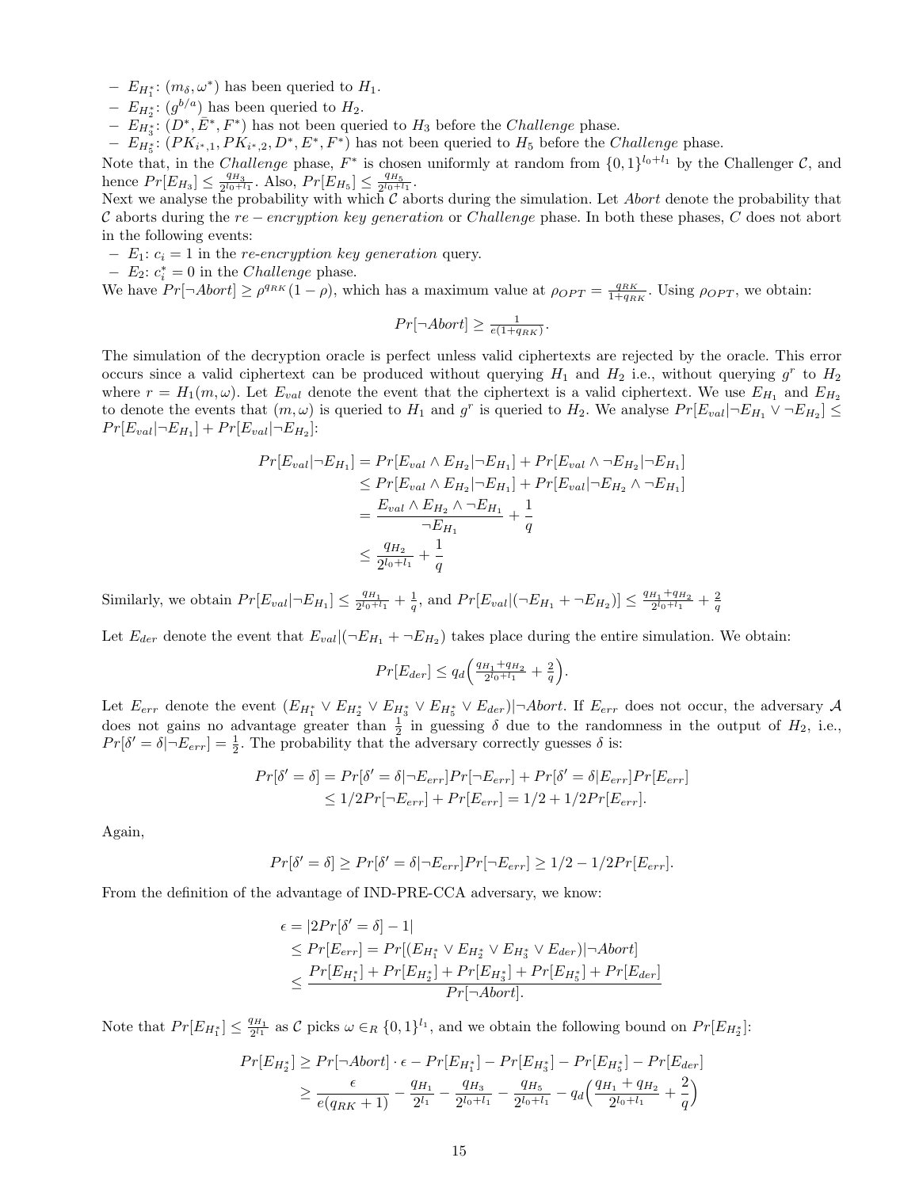- $E_{H_1^*}$: $(m_\delta, \omega^*)$ has been queried to $H_1$.
- $E_{H_2^*}$: $(g^{b/a})$ has been queried to $H_2$.
- $E_{H_3^*}$: $(D^*, \bar{E}^*, F^*)$ has not been queried to $H_3$ before the *Challenge* phase.
- $E_{H_5^*}$: $(PK_{i^*,1}, PK_{i^*,2}, D^*, E^*, F^*)$ has not been queried to $H_5$ before the *Challenge* phase.

Note that, in the *Challenge* phase, $F^*$ is chosen uniformly at random from $\{0,1\}^{l_0+l_1}$ by the Challenger $\mathcal{C}$, and hence $Pr[E_{H_3}] \leq \frac{q_{H_3}}{2^{l_0+l_1}}$. Also, $Pr[E_{H_5}] \leq \frac{q_{H_5}}{2^{l_0+l_1}}$.
Next we analyse the probability with which $\mathcal{C}$ aborts during the simulation. Let *Abort* denote the probability that $\mathcal{C}$ aborts during the *re − encryption key generation* or *Challenge* phase. In both these phases, $C$ does not abort in the following events:

- $E_1$: $c_i = 1$ in the *re-encryption key generation* query.
- $E_2$: $c_i^* = 0$ in the *Challenge* phase.

We have $Pr[\neg Abort] \geq \rho^{q_{RK}}(1-\rho)$, which has a maximum value at $\rho_{OPT} = \frac{q_{RK}}{1+q_{RK}}$. Using $\rho_{OPT}$, we obtain:

$$Pr[\neg Abort] \geq \frac{1}{e(1+q_{RK})}.$$

The simulation of the decryption oracle is perfect unless valid ciphertexts are rejected by the oracle. This error occurs since a valid ciphertext can be produced without querying $H_1$ and $H_2$ i.e., without querying $g^r$ to $H_2$ where $r = H_1(m,\omega)$. Let $E_{val}$ denote the event that the ciphertext is a valid ciphertext. We use $E_{H_1}$ and $E_{H_2}$ to denote the events that $(m,\omega)$ is queried to $H_1$ and $g^r$ is queried to $H_2$. We analyse $Pr[E_{val}|\neg E_{H_1} \vee \neg E_{H_2}] \leq Pr[E_{val}|\neg E_{H_1}] + Pr[E_{val}|\neg E_{H_2}]$:

$$\begin{aligned}
Pr[E_{val}|\neg E_{H_1}] &= Pr[E_{val} \wedge E_{H_2}|\neg E_{H_1}] + Pr[E_{val} \wedge \neg E_{H_2}|\neg E_{H_1}] \\
&\leq Pr[E_{val} \wedge E_{H_2}|\neg E_{H_1}] + Pr[E_{val}|\neg E_{H_2} \wedge \neg E_{H_1}] \\
&= \frac{E_{val} \wedge E_{H_2} \wedge \neg E_{H_1}}{\neg E_{H_1}} + \frac{1}{q} \\
&\leq \frac{q_{H_2}}{2^{l_0+l_1}} + \frac{1}{q}
\end{aligned}$$

Similarly, we obtain $Pr[E_{val}|\neg E_{H_1}] \leq \frac{q_{H_1}}{2^{l_0+l_1}} + \frac{1}{q}$, and $Pr[E_{val}|(\neg E_{H_1} + \neg E_{H_2})] \leq \frac{q_{H_1}+q_{H_2}}{2^{l_0+l_1}} + \frac{2}{q}$

Let $E_{der}$ denote the event that $E_{val}|(\neg E_{H_1} + \neg E_{H_2})$ takes place during the entire simulation. We obtain:

$$Pr[E_{der}] \leq q_d\Big(\frac{q_{H_1}+q_{H_2}}{2^{l_0+l_1}} + \frac{2}{q}\Big).$$

Let $E_{err}$ denote the event $(E_{H_1^*} \vee E_{H_2^*} \vee E_{H_3^*} \vee E_{H_5^*} \vee E_{der})|\neg Abort$. If $E_{err}$ does not occur, the adversary $\mathcal{A}$ does not gains no advantage greater than $\frac{1}{2}$ in guessing $\delta$ due to the randomness in the output of $H_2$, i.e., $Pr[\delta' = \delta|\neg E_{err}] = \frac{1}{2}$. The probability that the adversary correctly guesses $\delta$ is:

$$\begin{aligned}
Pr[\delta' = \delta] &= Pr[\delta' = \delta|\neg E_{err}]Pr[\neg E_{err}] + Pr[\delta' = \delta|E_{err}]Pr[E_{err}] \\
&\leq 1/2Pr[\neg E_{err}] + Pr[E_{err}] = 1/2 + 1/2Pr[E_{err}].
\end{aligned}$$

Again,

$$Pr[\delta' = \delta] \geq Pr[\delta' = \delta|\neg E_{err}]Pr[\neg E_{err}] \geq 1/2 - 1/2Pr[E_{err}].$$

From the definition of the advantage of IND-PRE-CCA adversary, we know:

$$\begin{aligned}
\epsilon &= |2Pr[\delta' = \delta] - 1| \\
&\leq Pr[E_{err}] = Pr[(E_{H_1^*} \vee E_{H_2^*} \vee E_{H_3^*} \vee E_{der})|\neg Abort] \\
&\leq \frac{Pr[E_{H_1^*}] + Pr[E_{H_2^*}] + Pr[E_{H_3^*}] + Pr[E_{H_5^*}] + Pr[E_{der}]}{Pr[\neg Abort].}
\end{aligned}$$

Note that $Pr[E_{H_1^*}] \leq \frac{q_{H_1}}{2^{l_1}}$ as $\mathcal{C}$ picks $\omega \in_R \{0,1\}^{l_1}$, and we obtain the following bound on $Pr[E_{H_2^*}]$:

$$\begin{aligned}
Pr[E_{H_2^*}] &\geq Pr[\neg Abort] \cdot \epsilon - Pr[E_{H_1^*}] - Pr[E_{H_3^*}] - Pr[E_{H_5^*}] - Pr[E_{der}] \\
&\geq \frac{\epsilon}{e(q_{RK}+1)} - \frac{q_{H_1}}{2^{l_1}} - \frac{q_{H_3}}{2^{l_0+l_1}} - \frac{q_{H_5}}{2^{l_0+l_1}} - q_d\Big(\frac{q_{H_1}+q_{H_2}}{2^{l_0+l_1}} + \frac{2}{q}\Big)
\end{aligned}$$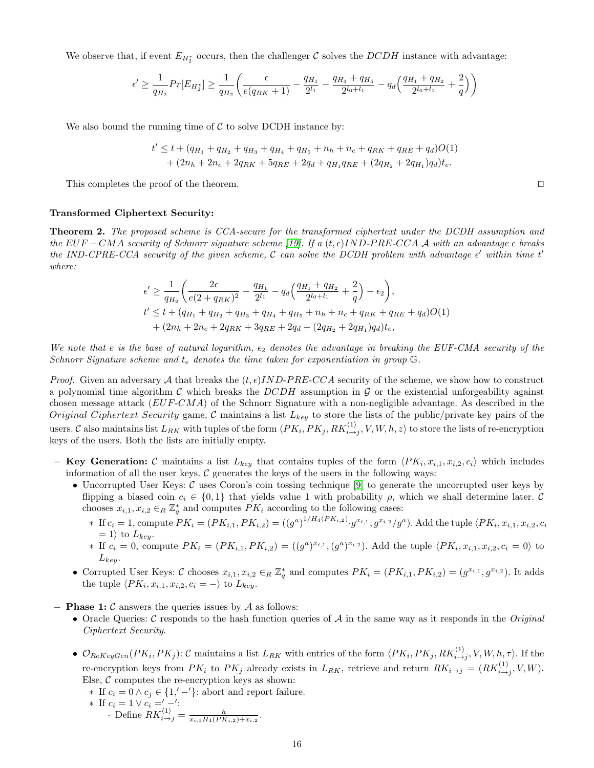We observe that, if event $E_{H_2^*}$ occurs, then the challenger $\mathcal{C}$ solves the $DCDH$ instance with advantage:

$$\epsilon' \geq \frac{1}{q_{H_2}} Pr[E_{H_2^*}] \geq \frac{1}{q_{H_2}} \bigg( \frac{\epsilon}{e(q_{RK}+1)} - \frac{q_{H_1}}{2^{l_1}} - \frac{q_{H_3}+q_{H_5}}{2^{l_0+l_1}} - q_d \Big( \frac{q_{H_1}+q_{H_2}}{2^{l_0+l_1}} + \frac{2}{q} \Big) \bigg)$$

We also bound the running time of $\mathcal{C}$ to solve DCDH instance by:

$$t' \leq t + (q_{H_1} + q_{H_2} + q_{H_3} + q_{H_4} + q_{H_5} + n_h + n_c + q_{RK} + q_{RE} + q_d)O(1) + (2n_h + 2n_c + 2q_{RK} + 5q_{RE} + 2q_d + q_{H_1}q_{RE} + (2q_{H_2} + 2q_{H_1})q_d)t_e.$$

This completes the proof of the theorem. □

**Transformed Ciphertext Security:**

**Theorem 2.** *The proposed scheme is CCA-secure for the transformed ciphertext under the DCDH assumption and the $EUF-CMA$ security of Schnorr signature scheme [19]. If a $(t,\epsilon)IND\text{-}PRE\text{-}CCA$ $\mathcal{A}$ with an advantage $\epsilon$ breaks the IND-CPRE-CCA security of the given scheme, $\mathcal{C}$ can solve the DCDH problem with advantage $\epsilon'$ within time $t'$ where:*

$$\epsilon' \geq \frac{1}{q_{H_2}} \bigg( \frac{2\epsilon}{e(2+q_{RK})^2} - \frac{q_{H_1}}{2^{l_1}} - q_d \Big( \frac{q_{H_1}+q_{H_2}}{2^{l_0+l_1}} + \frac{2}{q} \Big) - \epsilon_2 \bigg),$$
$$t' \leq t + (q_{H_1} + q_{H_2} + q_{H_3} + q_{H_4} + q_{H_5} + n_h + n_c + q_{RK} + q_{RE} + q_d)O(1) + (2n_h + 2n_c + 2q_{RK} + 3q_{RE} + 2q_d + (2q_{H_2} + 2q_{H_1})q_d)t_e,$$

*We note that e is the base of natural logarithm, $\epsilon_2$ denotes the advantage in breaking the EUF-CMA security of the Schnorr Signature scheme and $t_e$ denotes the time taken for exponentiation in group $\mathbb{G}$.*

*Proof.* Given an adversary $\mathcal{A}$ that breaks the $(t,\epsilon)IND\text{-}PRE\text{-}CCA$ security of the scheme, we show how to construct a polynomial time algorithm $\mathcal{C}$ which breaks the $DCDH$ assumption in $\mathcal{G}$ or the existential unforgeability against chosen message attack ($EUF\text{-}CMA$) of the Schnorr signature with a non-negligible advantage. As described in the *Original Ciphertext Security* game, $\mathcal{C}$ maintains a list $L_{key}$ to store the lists of the public/private key pairs of the users. $\mathcal{C}$ also maintains list $L_{RK}$ with tuples of the form $\langle PK_i, PK_j, RK^{\langle 1 \rangle}_{i\to j}, V, W, h, z\rangle$ to store the lists of re-encryption keys of the users. Both the lists are initially empty.

- **Key Generation:** $\mathcal{C}$ maintains a list $L_{key}$ that contains tuples of the form $\langle PK_i, x_{i,1}, x_{i,2}, c_i\rangle$ which includes information of all the user keys. $\mathcal{C}$ generates the keys of the users in the following ways:
  - Uncorrupted User Keys: $\mathcal{C}$ uses Coron's coin tossing technique [9] to generate the uncorrupted user keys by flipping a biased coin $c_i \in \{0,1\}$ that yields value 1 with probability $\rho$, which we shall determine later. $\mathcal{C}$ chooses $x_{i,1}, x_{i,2} \in_R \mathbb{Z}_q^*$ and computes $PK_i$ according to the following cases:
    - If $c_i = 1$, compute $PK_i = (PK_{i,1}, PK_{i,2}) = ((g^a)^{1/H_4(PK_{i,2})} \cdot g^{x_{i,1}}, g^{x_{i,2}}/g^a)$. Add the tuple $\langle PK_i, x_{i,1}, x_{i,2}, c_i = 1\rangle$ to $L_{key}$.
    - If $c_i = 0$, compute $PK_i = (PK_{i,1}, PK_{i,2}) = ((g^a)^{x_{i,1}}, (g^a)^{x_{i,2}})$. Add the tuple $\langle PK_i, x_{i,1}, x_{i,2}, c_i = 0\rangle$ to $L_{key}$.
  - Corrupted User Keys: $\mathcal{C}$ chooses $x_{i,1}, x_{i,2} \in_R \mathbb{Z}_q^*$ and computes $PK_i = (PK_{i,1}, PK_{i,2}) = (g^{x_{i,1}}, g^{x_{i,2}})$. It adds the tuple $\langle PK_i, x_{i,1}, x_{i,2}, c_i = -\rangle$ to $L_{key}$.
- **Phase 1:** $\mathcal{C}$ answers the queries issues by $\mathcal{A}$ as follows:
  - Oracle Queries: $\mathcal{C}$ responds to the hash function queries of $\mathcal{A}$ in the same way as it responds in the *Original Ciphertext Security*.
  - $\mathcal{O}_{ReKeyGen}(PK_i, PK_j)$: $\mathcal{C}$ maintains a list $L_{RK}$ with entries of the form $\langle PK_i, PK_j, RK^{\langle 1 \rangle}_{i\to j}, V, W, h, \tau\rangle$. If the re-encryption keys from $PK_i$ to $PK_j$ already exists in $L_{RK}$, retrieve and return $RK_{i\to j} = (RK^{\langle 1 \rangle}_{i\to j}, V, W)$. Else, $\mathcal{C}$ computes the re-encryption keys as shown:
    - If $c_i = 0 \wedge c_j \in \{1, '-'\}$: abort and report failure.
    - If $c_i = 1 \vee c_i = '-'$:
      - Define $RK^{\langle 1 \rangle}_{i\to j} = \frac{h}{x_{i,1}H_4(PK_{i,2}) + x_{i,2}}$.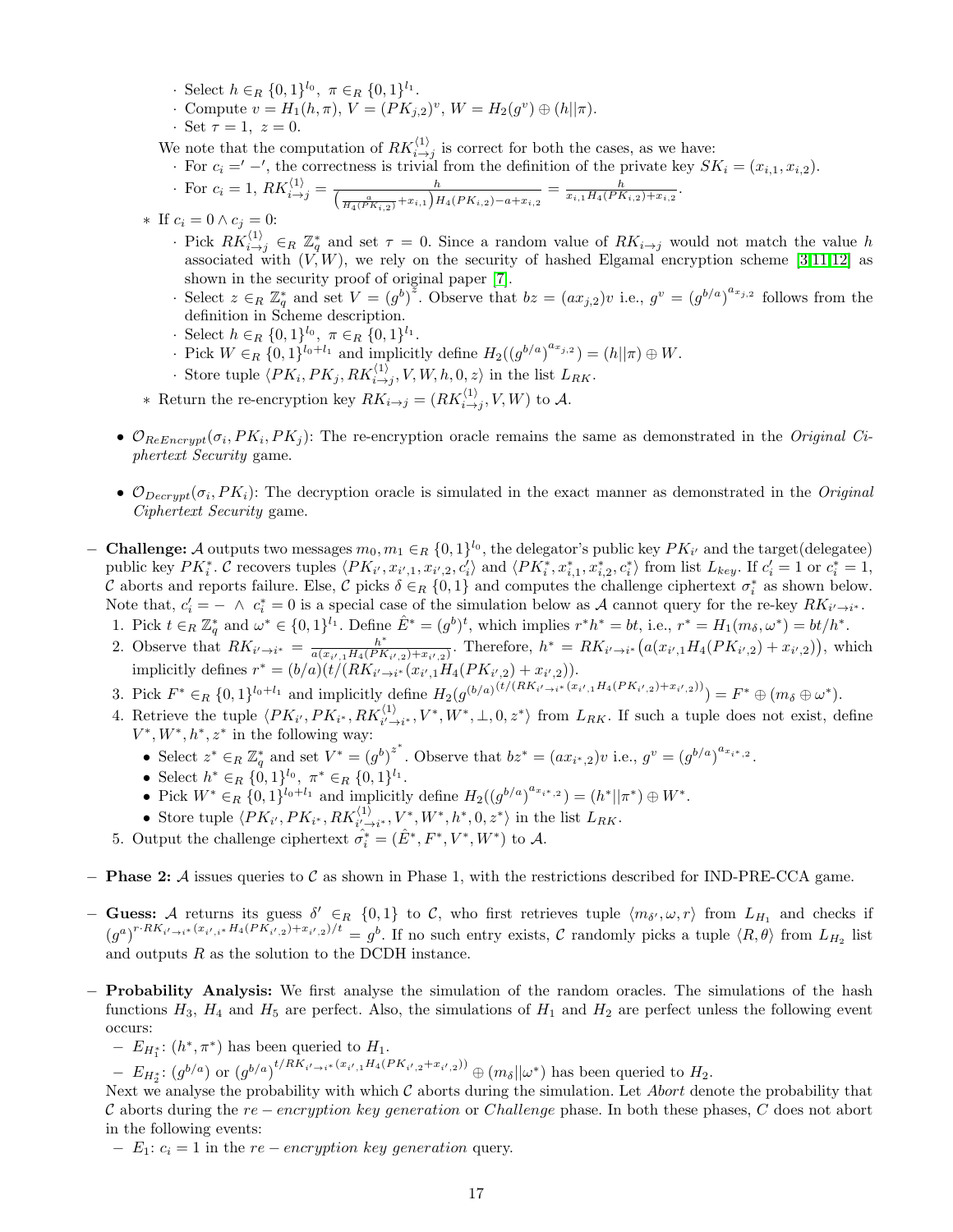- $\cdot$ Select $h \in_R \{0,1\}^{l_0}$, $\pi \in_R \{0,1\}^{l_1}$.
  - $\cdot$ Compute $v = H_1(h,\pi)$, $V = (PK_{j,2})^v$, $W = H_2(g^v) \oplus (h||\pi)$.
  - $\cdot$ Set $\tau = 1$, $z = 0$.

  We note that the computation of $RK^{\langle 1 \rangle}_{i\to j}$ is correct for both the cases, as we have:
  - $\cdot$ For $c_i = '-'$, the correctness is trivial from the definition of the private key $SK_i = (x_{i,1}, x_{i,2})$.
  - $\cdot$ For $c_i = 1$, $RK^{\langle 1 \rangle}_{i\to j} = \frac{h}{\left(\frac{a}{H_4(PK_{i,2})} + x_{i,1}\right) H_4(PK_{i,2}) - a + x_{i,2}} = \frac{h}{x_{i,1} H_4(PK_{i,2}) + x_{i,2}}$.

- ∗ If $c_i = 0 \wedge c_j = 0$:
  - $\cdot$ Pick $RK^{\langle 1 \rangle}_{i\to j} \in_R \mathbb{Z}_q^*$ and set $\tau = 0$. Since a random value of $RK_{i\to j}$ would not match the value $h$ associated with $(V, W)$, we rely on the security of hashed Elgamal encryption scheme [3,11,12] as shown in the security proof of original paper [7].
  - $\cdot$ Select $z \in_R \mathbb{Z}_q^*$ and set $V = (g^b)^z$. Observe that $bz = (a x_{j,2})v$ i.e., $g^v = (g^{b/a})^{a x_{j,2}}$ follows from the definition in Scheme description.
  - $\cdot$ Select $h \in_R \{0,1\}^{l_0}$, $\pi \in_R \{0,1\}^{l_1}$.
  - $\cdot$ Pick $W \in_R \{0,1\}^{l_0+l_1}$ and implicitly define $H_2((g^{b/a})^{a x_{j,2}}) = (h||\pi) \oplus W$.
  - $\cdot$ Store tuple $\langle PK_i, PK_j, RK^{\langle 1 \rangle}_{i\to j}, V, W, h, 0, z\rangle$ in the list $L_{RK}$.
- ∗ Return the re-encryption key $RK_{i\to j} = (RK^{\langle 1 \rangle}_{i\to j}, V, W)$ to $\mathcal{A}$.

- $\mathcal{O}_{ReEncrypt}(\sigma_i, PK_i, PK_j)$: The re-encryption oracle remains the same as demonstrated in the *Original Ciphertext Security* game.

- $\mathcal{O}_{Decrypt}(\sigma_i, PK_i)$: The decryption oracle is simulated in the exact manner as demonstrated in the *Original Ciphertext Security* game.

– **Challenge:** $\mathcal{A}$ outputs two messages $m_0, m_1 \in_R \{0,1\}^{l_0}$, the delegator's public key $PK_{i'}$ and the target(delegatee) public key $PK_i^*$. $\mathcal{C}$ recovers tuples $\langle PK_{i'}, x_{i',1}, x_{i',2}, c_i' \rangle$ and $\langle PK_i^*, x_{i,1}^*, x_{i,2}^*, c_i^* \rangle$ from list $L_{key}$. If $c_i' = 1$ or $c_i^* = 1$, $\mathcal{C}$ aborts and reports failure. Else, $\mathcal{C}$ picks $\delta \in_R \{0,1\}$ and computes the challenge ciphertext $\sigma_i^*$ as shown below. Note that, $c_i' = - \ \wedge \ c_i^* = 0$ is a special case of the simulation below as $\mathcal{A}$ cannot query for the re-key $RK_{i'\to i^*}$.
  1. Pick $t \in_R \mathbb{Z}_q^*$ and $\omega^* \in \{0,1\}^{l_1}$. Define $\hat{E}^* = (g^b)^t$, which implies $r^* h^* = bt$, i.e., $r^* = H_1(m_\delta, \omega^*) = bt/h^*$.
  2. Observe that $RK_{i'\to i^*} = \frac{h^*}{a(x_{i',1} H_4(PK_{i',2}) + x_{i',2})}$. Therefore, $h^* = RK_{i'\to i^*}\big(a(x_{i',1} H_4(PK_{i',2}) + x_{i',2})\big)$, which implicitly defines $r^* = (b/a)(t/(RK_{i'\to i^*}(x_{i',1} H_4(PK_{i',2}) + x_{i',2}))$.
  3. Pick $F^* \in_R \{0,1\}^{l_0+l_1}$ and implicitly define $H_2(g^{(b/a)(t/(RK_{i'\to i^*}(x_{i',1} H_4(PK_{i',2}) + x_{i',2}))}) = F^* \oplus (m_\delta \oplus \omega^*)$.
  4. Retrieve the tuple $\langle PK_{i'}, PK_{i^*}, RK^{\langle 1 \rangle}_{i'\to i^*}, V^*, W^*, \perp, 0, z^* \rangle$ from $L_{RK}$. If such a tuple does not exist, define $V^*, W^*, h^*, z^*$ in the following way:
     - Select $z^* \in_R \mathbb{Z}_q^*$ and set $V^* = (g^b)^{z^*}$. Observe that $bz^* = (a x_{i^*,2})v$ i.e., $g^v = (g^{b/a})^{a x_{i^*,2}}$.
     - Select $h^* \in_R \{0,1\}^{l_0}$, $\pi^* \in_R \{0,1\}^{l_1}$.
     - Pick $W^* \in_R \{0,1\}^{l_0+l_1}$ and implicitly define $H_2((g^{b/a})^{a x_{i^*,2}}) = (h^*||\pi^*) \oplus W^*$.
     - Store tuple $\langle PK_{i'}, PK_{i^*}, RK^{\langle 1 \rangle}_{i'\to i^*}, V^*, W^*, h^*, 0, z^* \rangle$ in the list $L_{RK}$.
  5. Output the challenge ciphertext $\hat{\sigma}_i^* = (\hat{E}^*, F^*, V^*, W^*)$ to $\mathcal{A}$.

– **Phase 2:** $\mathcal{A}$ issues queries to $\mathcal{C}$ as shown in Phase 1, with the restrictions described for IND-PRE-CCA game.

– **Guess:** $\mathcal{A}$ returns its guess $\delta' \in_R \{0,1\}$ to $\mathcal{C}$, who first retrieves tuple $\langle m_{\delta'}, \omega, r \rangle$ from $L_{H_1}$ and checks if $(g^a)^{r \cdot RK_{i'\to i^*}(x_{i',i^*} H_4(PK_{i',2}) + x_{i',2})/t} = g^b$. If no such entry exists, $\mathcal{C}$ randomly picks a tuple $\langle R, \theta \rangle$ from $L_{H_2}$ list and outputs $R$ as the solution to the DCDH instance.

– **Probability Analysis:** We first analyse the simulation of the random oracles. The simulations of the hash functions $H_3$, $H_4$ and $H_5$ are perfect. Also, the simulations of $H_1$ and $H_2$ are perfect unless the following event occurs:
  – $E_{H_1^*}$: $(h^*, \pi^*)$ has been queried to $H_1$.
  – $E_{H_2^*}$: $(g^{b/a})$ or $(g^{b/a})^{t/RK_{i'\to i^*}(x_{i',1} H_4(PK_{i',2} + x_{i',2}))} \oplus (m_\delta || \omega^*)$ has been queried to $H_2$.

  Next we analyse the probability with which $\mathcal{C}$ aborts during the simulation. Let *Abort* denote the probability that $\mathcal{C}$ aborts during the $re-encryption\ key\ generation$ or $Challenge$ phase. In both these phases, $C$ does not abort in the following events:
  – $E_1$: $c_i = 1$ in the $re-encryption\ key\ generation$ query.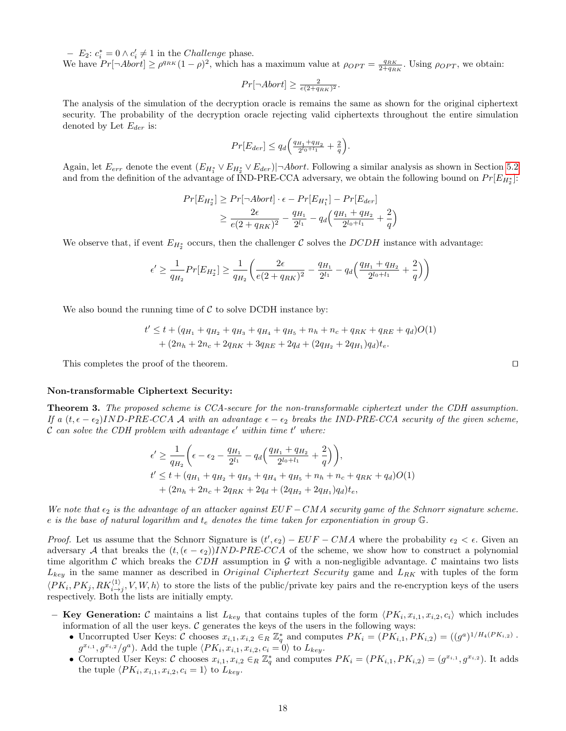– $E_2$: $c_i^* = 0 \wedge c_i' \neq 1$ in the *Challenge* phase.

We have $Pr[\neg Abort] \geq \rho^{q_{RK}}(1-\rho)^2$, which has a maximum value at $\rho_{OPT} = \frac{q_{RK}}{2+q_{RK}}$. Using $\rho_{OPT}$, we obtain:

$$Pr[\neg Abort] \geq \tfrac{2}{e(2+q_{RK})^2}.$$

The analysis of the simulation of the decryption oracle is remains the same as shown for the original ciphertext security. The probability of the decryption oracle rejecting valid ciphertexts throughout the entire simulation denoted by Let $E_{der}$ is:

$$Pr[E_{der}] \leq q_d\Big(\tfrac{q_{H_1}+q_{H_2}}{2^{l_0+l_1}} + \tfrac{2}{q}\Big).$$

Again, let $E_{err}$ denote the event $(E_{H_1^*} \vee E_{H_2^*} \vee E_{der})|\neg Abort$. Following a similar analysis as shown in Section 5.2 and from the definition of the advantage of IND-PRE-CCA adversary, we obtain the following bound on $Pr[E_{H_2^*}]$:

$$\begin{aligned} Pr[E_{H_2^*}] &\geq Pr[\neg Abort]\cdot \epsilon - Pr[E_{H_1^*}] - Pr[E_{der}] \\ &\geq \frac{2\epsilon}{e(2+q_{RK})^2} - \frac{q_{H_1}}{2^{l_1}} - q_d\Big(\frac{q_{H_1}+q_{H_2}}{2^{l_0+l_1}} + \frac{2}{q}\Big) \end{aligned}$$

We observe that, if event $E_{H_2^*}$ occurs, then the challenger $\mathcal{C}$ solves the $DCDH$ instance with advantage:

$$\epsilon' \geq \frac{1}{q_{H_2}} Pr[E_{H_2^*}] \geq \frac{1}{q_{H_2}}\left(\frac{2\epsilon}{e(2+q_{RK})^2} - \frac{q_{H_1}}{2^{l_1}} - q_d\Big(\frac{q_{H_1}+q_{H_2}}{2^{l_0+l_1}} + \frac{2}{q}\Big)\right)$$

We also bound the running time of $\mathcal{C}$ to solve DCDH instance by:

$$\begin{aligned} t' \leq\ & t + (q_{H_1} + q_{H_2} + q_{H_3} + q_{H_4} + q_{H_5} + n_h + n_c + q_{RK} + q_{RE} + q_d)O(1) \\ & + (2n_h + 2n_c + 2q_{RK} + 3q_{RE} + 2q_d + (2q_{H_2} + 2q_{H_1})q_d)t_e. \end{aligned}$$

This completes the proof of the theorem. □

**Non-transformable Ciphertext Security:**

**Theorem 3.** *The proposed scheme is CCA-secure for the non-transformable ciphertext under the CDH assumption. If a $(t, \epsilon - \epsilon_2)$IND-PRE-CCA $\mathcal{A}$ with an advantage $\epsilon - \epsilon_2$ breaks the IND-PRE-CCA security of the given scheme, $\mathcal{C}$ can solve the CDH problem with advantage $\epsilon'$ within time $t'$ where:*

$$\begin{aligned} \epsilon' &\geq \frac{1}{q_{H_2}}\left(\epsilon - \epsilon_2 - \frac{q_{H_1}}{2^{l_1}} - q_d\Big(\frac{q_{H_1}+q_{H_2}}{2^{l_0+l_1}} + \frac{2}{q}\Big)\right), \\ t' &\leq t + (q_{H_1} + q_{H_2} + q_{H_3} + q_{H_4} + q_{H_5} + n_h + n_c + q_{RK} + q_d)O(1) \\ &\quad + (2n_h + 2n_c + 2q_{RK} + 2q_d + (2q_{H_2} + 2q_{H_1})q_d)t_e, \end{aligned}$$

*We note that $\epsilon_2$ is the advantage of an attacker against $EUF-CMA$ security game of the Schnorr signature scheme. $e$ is the base of natural logarithm and $t_e$ denotes the time taken for exponentiation in group $\mathbb{G}$.*

*Proof.* Let us assume that the Schnorr Signature is $(t', \epsilon_2) - EUF-CMA$ where the probability $\epsilon_2 < \epsilon$. Given an adversary $\mathcal{A}$ that breaks the $(t, (\epsilon - \epsilon_2))IND\text{-}PRE\text{-}CCA$ of the scheme, we show how to construct a polynomial time algorithm $\mathcal{C}$ which breaks the $CDH$ assumption in $\mathcal{G}$ with a non-negligible advantage. $\mathcal{C}$ maintains two lists $L_{key}$ in the same manner as described in *Original Ciphertext Security* game and $L_{RK}$ with tuples of the form $\langle PK_i, PK_j, RK^{\langle 1 \rangle}_{i\to j}, V, W, h\rangle$ to store the lists of the public/private key pairs and the re-encryption keys of the users respectively. Both the lists are initially empty.

- **Key Generation:** $\mathcal{C}$ maintains a list $L_{key}$ that contains tuples of the form $\langle PK_i, x_{i,1}, x_{i,2}, c_i\rangle$ which includes information of all the user keys. $\mathcal{C}$ generates the keys of the users in the following ways:
  - Uncorrupted User Keys: $\mathcal{C}$ chooses $x_{i,1}, x_{i,2} \in_R \mathbb{Z}_q^*$ and computes $PK_i = (PK_{i,1}, PK_{i,2}) = ((g^a)^{1/H_4(PK_{i,2})} \cdot g^{x_{i,1}}, g^{x_{i,2}}/g^a)$. Add the tuple $\langle PK_i, x_{i,1}, x_{i,2}, c_i = 0\rangle$ to $L_{key}$.
  - Corrupted User Keys: $\mathcal{C}$ chooses $x_{i,1}, x_{i,2} \in_R \mathbb{Z}_q^*$ and computes $PK_i = (PK_{i,1}, PK_{i,2}) = (g^{x_{i,1}}, g^{x_{i,2}})$. It adds the tuple $\langle PK_i, x_{i,1}, x_{i,2}, c_i = 1\rangle$ to $L_{key}$.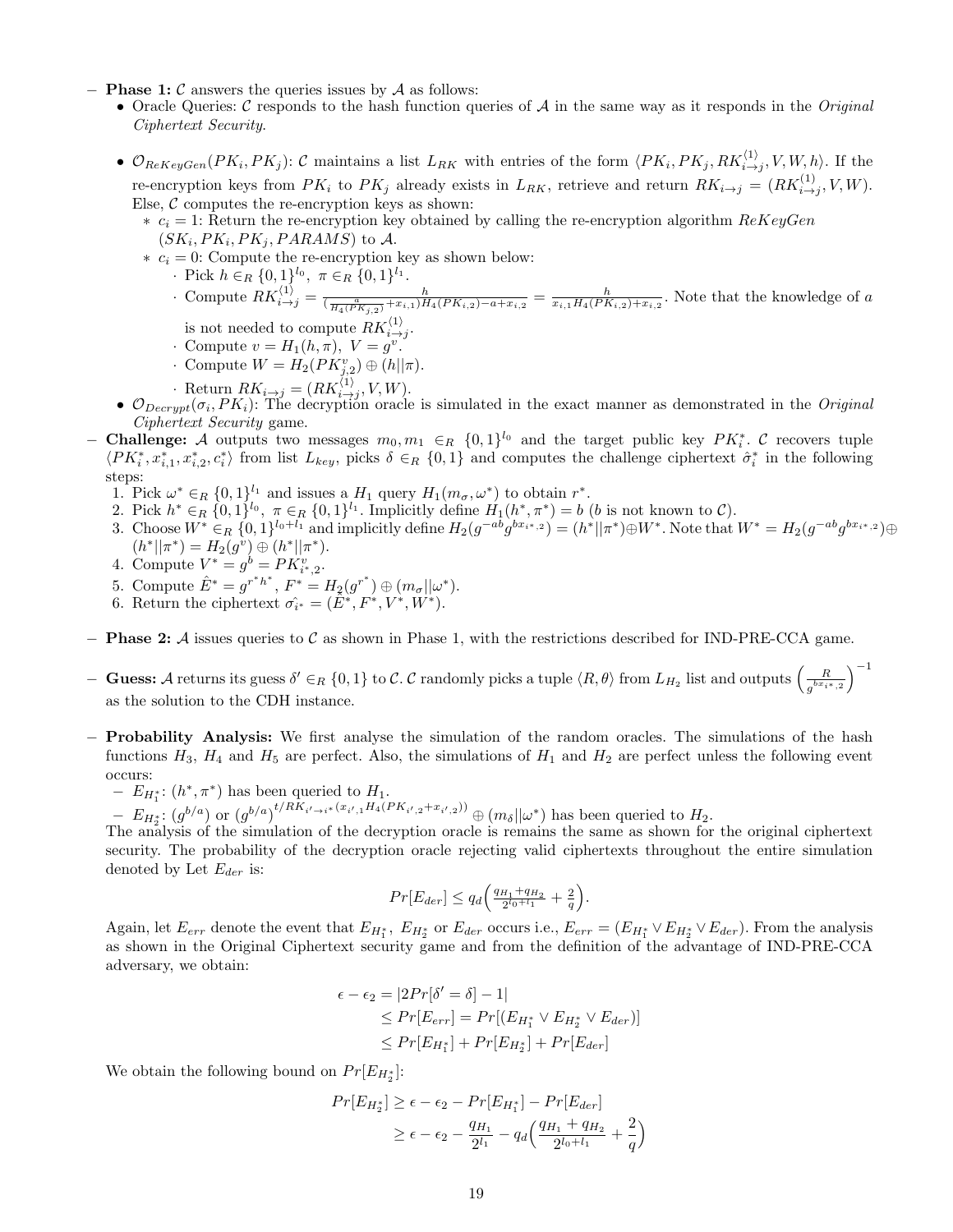- **Phase 1:** $\mathcal{C}$ answers the queries issues by $\mathcal{A}$ as follows:
  - Oracle Queries: $\mathcal{C}$ responds to the hash function queries of $\mathcal{A}$ in the same way as it responds in the *Original Ciphertext Security*.
  - $\mathcal{O}_{ReKeyGen}(PK_i, PK_j)$: $\mathcal{C}$ maintains a list $L_{RK}$ with entries of the form $\langle PK_i, PK_j, RK^{\langle 1\rangle}_{i\to j}, V, W, h\rangle$. If the re-encryption keys from $PK_i$ to $PK_j$ already exists in $L_{RK}$, retrieve and return $RK_{i\to j} = (RK^{(1)}_{i\to j}, V, W)$. Else, $\mathcal{C}$ computes the re-encryption keys as shown:
    - $c_i = 1$: Return the re-encryption key obtained by calling the re-encryption algorithm $ReKeyGen$ $(SK_i, PK_i, PK_j, PARAMS)$ to $\mathcal{A}$.
    - $c_i = 0$: Compute the re-encryption key as shown below:
      - Pick $h \in_R \{0,1\}^{l_0}$, $\pi \in_R \{0,1\}^{l_1}$.
      - Compute $RK^{\langle 1\rangle}_{i\to j} = \frac{h}{(\frac{a}{H_4(PK_{j,2})}+x_{i,1})H_4(PK_{i,2})-a+x_{i,2}} = \frac{h}{x_{i,1}H_4(PK_{i,2})+x_{i,2}}$. Note that the knowledge of $a$ is not needed to compute $RK^{\langle 1\rangle}_{i\to j}$.
      - Compute $v = H_1(h, \pi)$, $V = g^v$.
      - Compute $W = H_2(PK^v_{j,2}) \oplus (h||\pi)$.
      - Return $RK_{i\to j} = (RK^{\langle 1\rangle}_{i\to j}, V, W)$.
  - $\mathcal{O}_{Decrypt}(\sigma_i, PK_i)$: The decryption oracle is simulated in the exact manner as demonstrated in the *Original Ciphertext Security* game.
- **Challenge:** $\mathcal{A}$ outputs two messages $m_0, m_1 \in_R \{0,1\}^{l_0}$ and the target public key $PK^*_i$. $\mathcal{C}$ recovers tuple $\langle PK^*_i, x^*_{i,1}, x^*_{i,2}, c^*_i\rangle$ from list $L_{key}$, picks $\delta \in_R \{0,1\}$ and computes the challenge ciphertext $\hat{\sigma}^*_i$ in the following steps:
  1. Pick $\omega^* \in_R \{0,1\}^{l_1}$ and issues a $H_1$ query $H_1(m_\sigma, \omega^*)$ to obtain $r^*$.
  2. Pick $h^* \in_R \{0,1\}^{l_0}$, $\pi \in_R \{0,1\}^{l_1}$. Implicitly define $H_1(h^*, \pi^*) = b$ ($b$ is not known to $\mathcal{C}$).
  3. Choose $W^* \in_R \{0,1\}^{l_0+l_1}$ and implicitly define $H_2(g^{-ab}g^{bx_{i^*,2}}) = (h^*||\pi^*) \oplus W^*$. Note that $W^* = H_2(g^{-ab}g^{bx_{i^*,2}}) \oplus (h^*||\pi^*) = H_2(g^v) \oplus (h^*||\pi^*)$.
  4. Compute $V^* = g^b = PK^v_{i^*,2}$.
  5. Compute $\hat{E}^* = g^{r^* h^*}$, $F^* = H_2(g^{r^*}) \oplus (m_\sigma||\omega^*)$.
  6. Return the ciphertext $\hat{\sigma_{i^*}} = (\hat{E}^*, F^*, V^*, W^*)$.
- **Phase 2:** $\mathcal{A}$ issues queries to $\mathcal{C}$ as shown in Phase 1, with the restrictions described for IND-PRE-CCA game.
- **Guess:** $\mathcal{A}$ returns its guess $\delta' \in_R \{0,1\}$ to $\mathcal{C}$. $\mathcal{C}$ randomly picks a tuple $\langle R, \theta\rangle$ from $L_{H_2}$ list and outputs $\left(\frac{R}{g^{bx_{i^*,2}}}\right)^{-1}$ as the solution to the CDH instance.
- **Probability Analysis:** We first analyse the simulation of the random oracles. The simulations of the hash functions $H_3$, $H_4$ and $H_5$ are perfect. Also, the simulations of $H_1$ and $H_2$ are perfect unless the following event occurs:
  - $E_{H_1^*}$: $(h^*, \pi^*)$ has been queried to $H_1$.
  - $E_{H_2^*}$: $(g^{b/a})$ or $(g^{b/a})^{t/RK_{i'\to i^*}(x_{i',1}H_4(PK_{i',2}+x_{i',2}))} \oplus (m_\delta||\omega^*)$ has been queried to $H_2$.

  The analysis of the simulation of the decryption oracle is remains the same as shown for the original ciphertext security. The probability of the decryption oracle rejecting valid ciphertexts throughout the entire simulation denoted by Let $E_{der}$ is:

$$Pr[E_{der}] \le q_d\Big(\frac{q_{H_1}+q_{H_2}}{2^{l_0+l_1}} + \frac{2}{q}\Big).$$

  Again, let $E_{err}$ denote the event that $E_{H_1^*}$, $E_{H_2^*}$ or $E_{der}$ occurs i.e., $E_{err} = (E_{H_1^*} \vee E_{H_2^*} \vee E_{der})$. From the analysis as shown in the Original Ciphertext security game and from the definition of the advantage of IND-PRE-CCA adversary, we obtain:

$$\begin{aligned}
\epsilon - \epsilon_2 &= |2Pr[\delta' = \delta] - 1| \\
&\le Pr[E_{err}] = Pr[(E_{H_1^*} \vee E_{H_2^*} \vee E_{der})] \\
&\le Pr[E_{H_1^*}] + Pr[E_{H_2^*}] + Pr[E_{der}]
\end{aligned}$$

  We obtain the following bound on $Pr[E_{H_2^*}]$:

$$\begin{aligned}
Pr[E_{H_2^*}] &\ge \epsilon - \epsilon_2 - Pr[E_{H_1^*}] - Pr[E_{der}] \\
&\ge \epsilon - \epsilon_2 - \frac{q_{H_1}}{2^{l_1}} - q_d\Big(\frac{q_{H_1}+q_{H_2}}{2^{l_0+l_1}} + \frac{2}{q}\Big)
\end{aligned}$$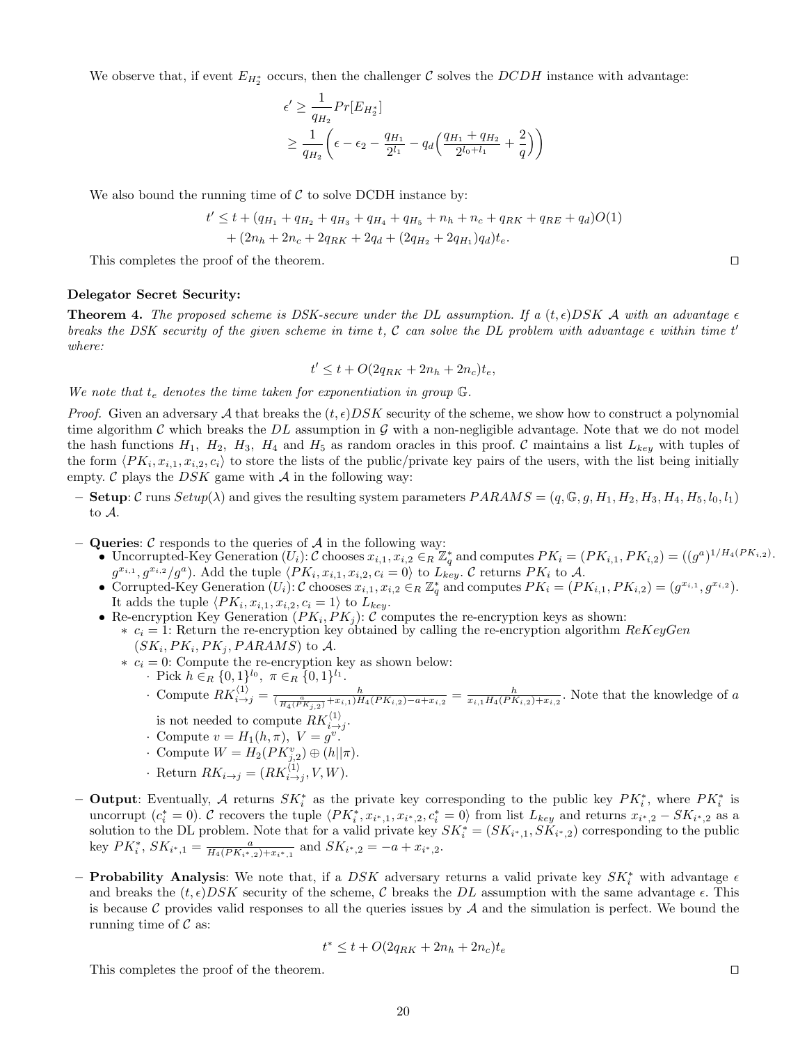We observe that, if event $E_{H_2^*}$ occurs, then the challenger $\mathcal{C}$ solves the $DCDH$ instance with advantage:

$$
\begin{aligned}
\epsilon' &\geq \frac{1}{q_{H_2}} Pr[E_{H_2^*}] \\
&\geq \frac{1}{q_{H_2}} \bigg( \epsilon - \epsilon_2 - \frac{q_{H_1}}{2^{l_1}} - q_d \Big( \frac{q_{H_1} + q_{H_2}}{2^{l_0 + l_1}} + \frac{2}{q} \Big) \bigg)
\end{aligned}
$$

We also bound the running time of $\mathcal{C}$ to solve DCDH instance by:

$$
\begin{aligned}
t' \leq\ & t + (q_{H_1} + q_{H_2} + q_{H_3} + q_{H_4} + q_{H_5} + n_h + n_c + q_{RK} + q_{RE} + q_d)O(1) \\
& + (2n_h + 2n_c + 2q_{RK} + 2q_d + (2q_{H_2} + 2q_{H_1})q_d)t_e.
\end{aligned}
$$

This completes the proof of the theorem. □

**Delegator Secret Security:**

**Theorem 4.** *The proposed scheme is DSK-secure under the DL assumption. If a* $(t, \epsilon)DSK$ $\mathcal{A}$ *with an advantage* $\epsilon$ *breaks the DSK security of the given scheme in time* $t$*,* $\mathcal{C}$ *can solve the DL problem with advantage* $\epsilon$ *within time* $t'$ *where:*

$$t' \leq t + O(2q_{RK} + 2n_h + 2n_c)t_e,$$

*We note that* $t_e$ *denotes the time taken for exponentiation in group* $\mathbb{G}$*.*

*Proof.* Given an adversary $\mathcal{A}$ that breaks the $(t, \epsilon)DSK$ security of the scheme, we show how to construct a polynomial time algorithm $\mathcal{C}$ which breaks the $DL$ assumption in $\mathcal{G}$ with a non-negligible advantage. Note that we do not model the hash functions $H_1$, $H_2$, $H_3$, $H_4$ and $H_5$ as random oracles in this proof. $\mathcal{C}$ maintains a list $L_{key}$ with tuples of the form $\langle PK_i, x_{i,1}, x_{i,2}, c_i \rangle$ to store the lists of the public/private key pairs of the users, with the list being initially empty. $\mathcal{C}$ plays the $DSK$ game with $\mathcal{A}$ in the following way:

- **Setup**: $\mathcal{C}$ runs $Setup(\lambda)$ and gives the resulting system parameters $PARAMS = (q, \mathbb{G}, g, H_1, H_2, H_3, H_4, H_5, l_0, l_1)$ to $\mathcal{A}$.

- **Queries**: $\mathcal{C}$ responds to the queries of $\mathcal{A}$ in the following way:
  - Uncorrupted-Key Generation ($U_i$): $\mathcal{C}$ chooses $x_{i,1}, x_{i,2} \in_R \mathbb{Z}_q^*$ and computes $PK_i = (PK_{i,1}, PK_{i,2}) = ((g^a)^{1/H_4(PK_{i,2})} \cdot g^{x_{i,1}}, g^{x_{i,2}}/g^a)$. Add the tuple $\langle PK_i, x_{i,1}, x_{i,2}, c_i = 0 \rangle$ to $L_{key}$. $\mathcal{C}$ returns $PK_i$ to $\mathcal{A}$.
  - Corrupted-Key Generation ($U_i$): $\mathcal{C}$ chooses $x_{i,1}, x_{i,2} \in_R \mathbb{Z}_q^*$ and computes $PK_i = (PK_{i,1}, PK_{i,2}) = (g^{x_{i,1}}, g^{x_{i,2}})$. It adds the tuple $\langle PK_i, x_{i,1}, x_{i,2}, c_i = 1 \rangle$ to $L_{key}$.
  - Re-encryption Key Generation ($PK_i, PK_j$): $\mathcal{C}$ computes the re-encryption keys as shown:
    - $c_i = 1$: Return the re-encryption key obtained by calling the re-encryption algorithm $ReKeyGen$ $(SK_i, PK_i, PK_j, PARAMS)$ to $\mathcal{A}$.
    - $c_i = 0$: Compute the re-encryption key as shown below:
      - Pick $h \in_R \{0,1\}^{l_0}$, $\pi \in_R \{0,1\}^{l_1}$.
      - Compute $RK_{i \to j}^{\langle 1 \rangle} = \frac{h}{(\frac{a}{H_4(PK_{j,2})} + x_{i,1})H_4(PK_{i,2}) - a + x_{i,2}} = \frac{h}{x_{i,1}H_4(PK_{i,2}) + x_{i,2}}$. Note that the knowledge of $a$ is not needed to compute $RK_{i \to j}^{\langle 1 \rangle}$.
      - Compute $v = H_1(h, \pi)$, $V = g^v$.
      - Compute $W = H_2(PK_{j,2}^v) \oplus (h || \pi)$.
      - Return $RK_{i \to j} = (RK_{i \to j}^{\langle 1 \rangle}, V, W)$.

- **Output**: Eventually, $\mathcal{A}$ returns $SK_i^*$ as the private key corresponding to the public key $PK_i^*$, where $PK_i^*$ is uncorrupt ($c_i^* = 0$). $\mathcal{C}$ recovers the tuple $\langle PK_i^*, x_{i^*,1}, x_{i^*,2}, c_i^* = 0 \rangle$ from list $L_{key}$ and returns $x_{i^*,2} - SK_{i^*,2}$ as a solution to the DL problem. Note that for a valid private key $SK_i^* = (SK_{i^*,1}, SK_{i^*,2})$ corresponding to the public key $PK_i^*$, $SK_{i^*,1} = \frac{a}{H_4(PK_{i^*,2}) + x_{i^*,1}}$ and $SK_{i^*,2} = -a + x_{i^*,2}$.

- **Probability Analysis**: We note that, if a $DSK$ adversary returns a valid private key $SK_i^*$ with advantage $\epsilon$ and breaks the $(t, \epsilon)DSK$ security of the scheme, $\mathcal{C}$ breaks the $DL$ assumption with the same advantage $\epsilon$. This is because $\mathcal{C}$ provides valid responses to all the queries issues by $\mathcal{A}$ and the simulation is perfect. We bound the running time of $\mathcal{C}$ as:

$$t^* \leq t + O(2q_{RK} + 2n_h + 2n_c)t_e$$

This completes the proof of the theorem. □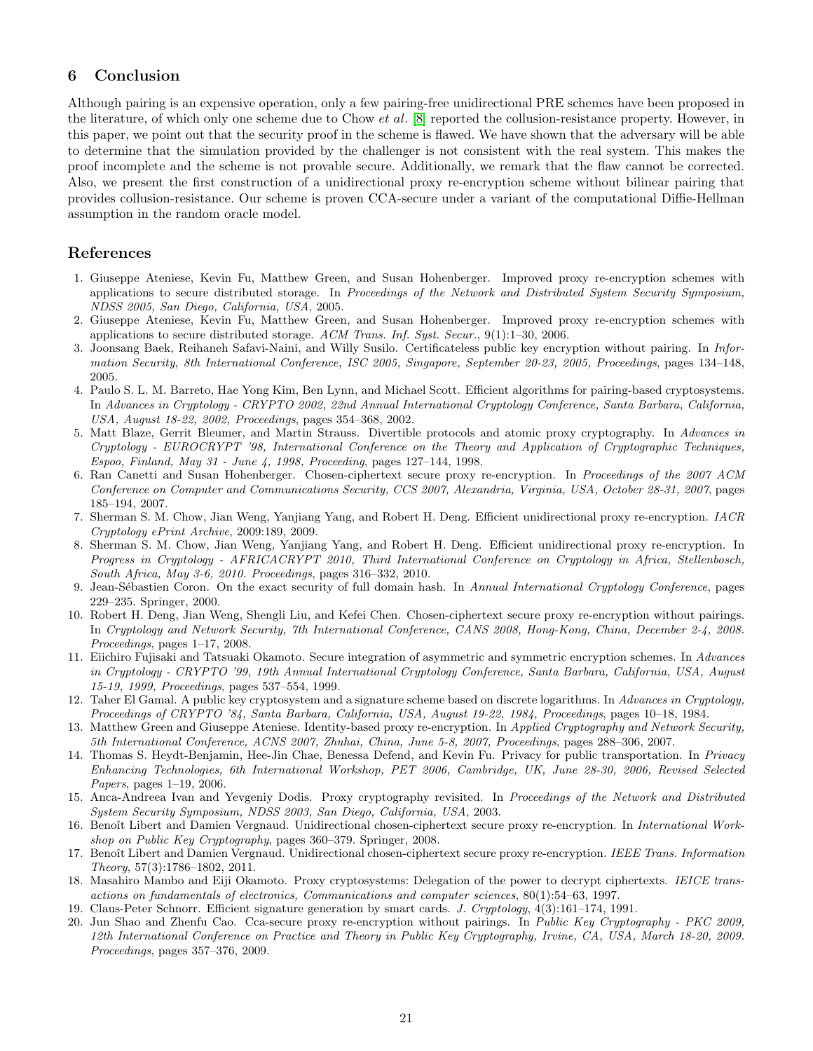## 6 Conclusion

Although pairing is an expensive operation, only a few pairing-free unidirectional PRE schemes have been proposed in the literature, of which only one scheme due to Chow *et al*. [8] reported the collusion-resistance property. However, in this paper, we point out that the security proof in the scheme is flawed. We have shown that the adversary will be able to determine that the simulation provided by the challenger is not consistent with the real system. This makes the proof incomplete and the scheme is not provable secure. Additionally, we remark that the flaw cannot be corrected. Also, we present the first construction of a unidirectional proxy re-encryption scheme without bilinear pairing that provides collusion-resistance. Our scheme is proven CCA-secure under a variant of the computational Diffie-Hellman assumption in the random oracle model.

## References

1. Giuseppe Ateniese, Kevin Fu, Matthew Green, and Susan Hohenberger. Improved proxy re-encryption schemes with applications to secure distributed storage. In *Proceedings of the Network and Distributed System Security Symposium, NDSS 2005, San Diego, California, USA*, 2005.
2. Giuseppe Ateniese, Kevin Fu, Matthew Green, and Susan Hohenberger. Improved proxy re-encryption schemes with applications to secure distributed storage. *ACM Trans. Inf. Syst. Secur.*, 9(1):1–30, 2006.
3. Joonsang Baek, Reihaneh Safavi-Naini, and Willy Susilo. Certificateless public key encryption without pairing. In *Information Security, 8th International Conference, ISC 2005, Singapore, September 20-23, 2005, Proceedings*, pages 134–148, 2005.
4. Paulo S. L. M. Barreto, Hae Yong Kim, Ben Lynn, and Michael Scott. Efficient algorithms for pairing-based cryptosystems. In *Advances in Cryptology - CRYPTO 2002, 22nd Annual International Cryptology Conference, Santa Barbara, California, USA, August 18-22, 2002, Proceedings*, pages 354–368, 2002.
5. Matt Blaze, Gerrit Bleumer, and Martin Strauss. Divertible protocols and atomic proxy cryptography. In *Advances in Cryptology - EUROCRYPT '98, International Conference on the Theory and Application of Cryptographic Techniques, Espoo, Finland, May 31 - June 4, 1998, Proceeding*, pages 127–144, 1998.
6. Ran Canetti and Susan Hohenberger. Chosen-ciphertext secure proxy re-encryption. In *Proceedings of the 2007 ACM Conference on Computer and Communications Security, CCS 2007, Alexandria, Virginia, USA, October 28-31, 2007*, pages 185–194, 2007.
7. Sherman S. M. Chow, Jian Weng, Yanjiang Yang, and Robert H. Deng. Efficient unidirectional proxy re-encryption. *IACR Cryptology ePrint Archive*, 2009:189, 2009.
8. Sherman S. M. Chow, Jian Weng, Yanjiang Yang, and Robert H. Deng. Efficient unidirectional proxy re-encryption. In *Progress in Cryptology - AFRICACRYPT 2010, Third International Conference on Cryptology in Africa, Stellenbosch, South Africa, May 3-6, 2010. Proceedings*, pages 316–332, 2010.
9. Jean-Sébastien Coron. On the exact security of full domain hash. In *Annual International Cryptology Conference*, pages 229–235. Springer, 2000.
10. Robert H. Deng, Jian Weng, Shengli Liu, and Kefei Chen. Chosen-ciphertext secure proxy re-encryption without pairings. In *Cryptology and Network Security, 7th International Conference, CANS 2008, Hong-Kong, China, December 2-4, 2008. Proceedings*, pages 1–17, 2008.
11. Eiichiro Fujisaki and Tatsuaki Okamoto. Secure integration of asymmetric and symmetric encryption schemes. In *Advances in Cryptology - CRYPTO '99, 19th Annual International Cryptology Conference, Santa Barbara, California, USA, August 15-19, 1999, Proceedings*, pages 537–554, 1999.
12. Taher El Gamal. A public key cryptosystem and a signature scheme based on discrete logarithms. In *Advances in Cryptology, Proceedings of CRYPTO '84, Santa Barbara, California, USA, August 19-22, 1984, Proceedings*, pages 10–18, 1984.
13. Matthew Green and Giuseppe Ateniese. Identity-based proxy re-encryption. In *Applied Cryptography and Network Security, 5th International Conference, ACNS 2007, Zhuhai, China, June 5-8, 2007, Proceedings*, pages 288–306, 2007.
14. Thomas S. Heydt-Benjamin, Hee-Jin Chae, Benessa Defend, and Kevin Fu. Privacy for public transportation. In *Privacy Enhancing Technologies, 6th International Workshop, PET 2006, Cambridge, UK, June 28-30, 2006, Revised Selected Papers*, pages 1–19, 2006.
15. Anca-Andreea Ivan and Yevgeniy Dodis. Proxy cryptography revisited. In *Proceedings of the Network and Distributed System Security Symposium, NDSS 2003, San Diego, California, USA*, 2003.
16. Benoît Libert and Damien Vergnaud. Unidirectional chosen-ciphertext secure proxy re-encryption. In *International Workshop on Public Key Cryptography*, pages 360–379. Springer, 2008.
17. Benoît Libert and Damien Vergnaud. Unidirectional chosen-ciphertext secure proxy re-encryption. *IEEE Trans. Information Theory*, 57(3):1786–1802, 2011.
18. Masahiro Mambo and Eiji Okamoto. Proxy cryptosystems: Delegation of the power to decrypt ciphertexts. *IEICE transactions on fundamentals of electronics, Communications and computer sciences*, 80(1):54–63, 1997.
19. Claus-Peter Schnorr. Efficient signature generation by smart cards. *J. Cryptology*, 4(3):161–174, 1991.
20. Jun Shao and Zhenfu Cao. Cca-secure proxy re-encryption without pairings. In *Public Key Cryptography - PKC 2009, 12th International Conference on Practice and Theory in Public Key Cryptography, Irvine, CA, USA, March 18-20, 2009. Proceedings*, pages 357–376, 2009.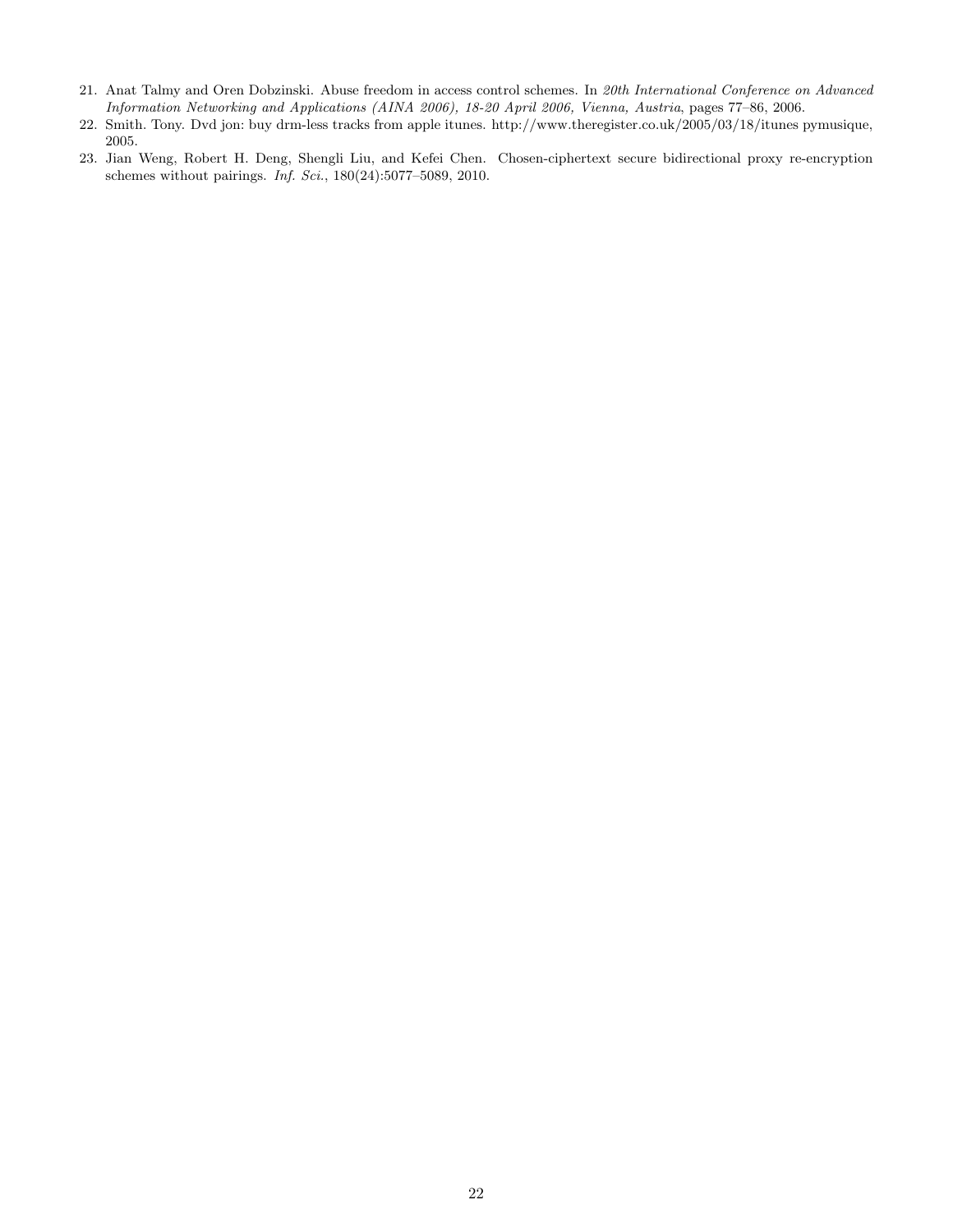21. Anat Talmy and Oren Dobzinski. Abuse freedom in access control schemes. In *20th International Conference on Advanced Information Networking and Applications (AINA 2006), 18-20 April 2006, Vienna, Austria*, pages 77–86, 2006.
22. Smith. Tony. Dvd jon: buy drm-less tracks from apple itunes. http://www.theregister.co.uk/2005/03/18/itunes pymusique, 2005.
23. Jian Weng, Robert H. Deng, Shengli Liu, and Kefei Chen. Chosen-ciphertext secure bidirectional proxy re-encryption schemes without pairings. *Inf. Sci.*, 180(24):5077–5089, 2010.